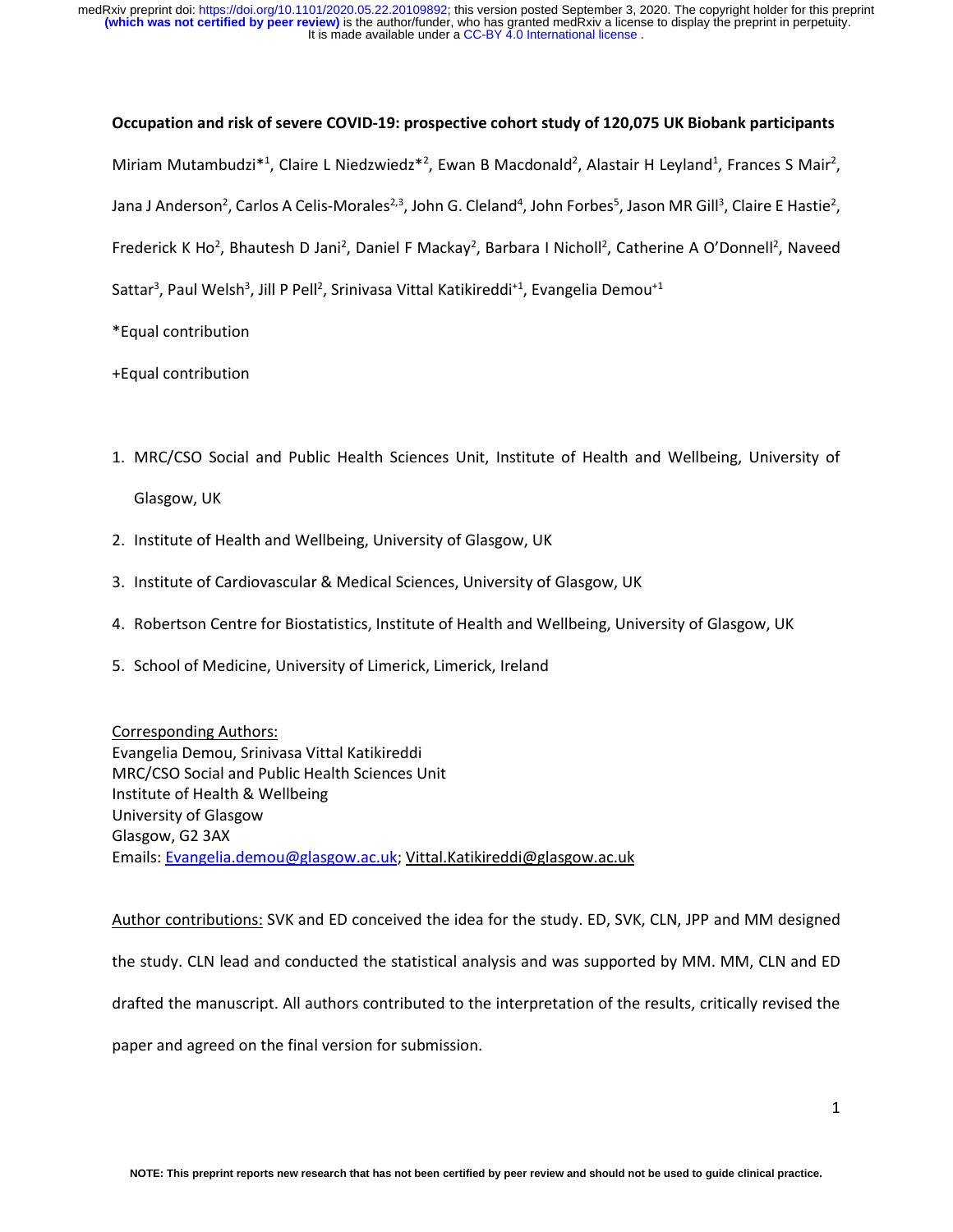# Occupation and risk of severe COVID-19: prospective cohort study of 120,075 UK Biobank participants

Miriam Mutambudzi*[1], Claire L Niedzwiedz*[2], Ewan B Macdonald[2], Alastair H Leyland[1], Frances S Mair[2], Jana J Anderson[2], Carlos A Celis-Morales[2,3], John G. Cleland[4], John Forbes[5], Jason MR Gill[3], Claire E Hastie[2], Frederick K Ho[2], Bhautesh D Jani[2], Daniel F Mackay[2], Barbara I Nicholl[2], Catherine A O'Donnell[2], Naveed Sattar[3], Paul Welsh[3], Jill P Pell[2], Srinivasa Vittal Katikireddi+[1], Evangelia Demou+[1]

*Equal contribution

+Equal contribution

1. MRC/CSO Social and Public Health Sciences Unit, Institute of Health and Wellbeing, University of Glasgow, UK
2. Institute of Health and Wellbeing, University of Glasgow, UK
3. Institute of Cardiovascular & Medical Sciences, University of Glasgow, UK
4. Robertson Centre for Biostatistics, Institute of Health and Wellbeing, University of Glasgow, UK
5. School of Medicine, University of Limerick, Limerick, Ireland

Corresponding Authors:
Evangelia Demou, Srinivasa Vittal Katikireddi
MRC/CSO Social and Public Health Sciences Unit
Institute of Health & Wellbeing
University of Glasgow
Glasgow, G2 3AX
Emails: Evangelia.demou@glasgow.ac.uk; Vittal.Katikireddi@glasgow.ac.uk

Author contributions: SVK and ED conceived the idea for the study. ED, SVK, CLN, JPP and MM designed the study. CLN lead and conducted the statistical analysis and was supported by MM. MM, CLN and ED drafted the manuscript. All authors contributed to the interpretation of the results, critically revised the paper and agreed on the final version for submission.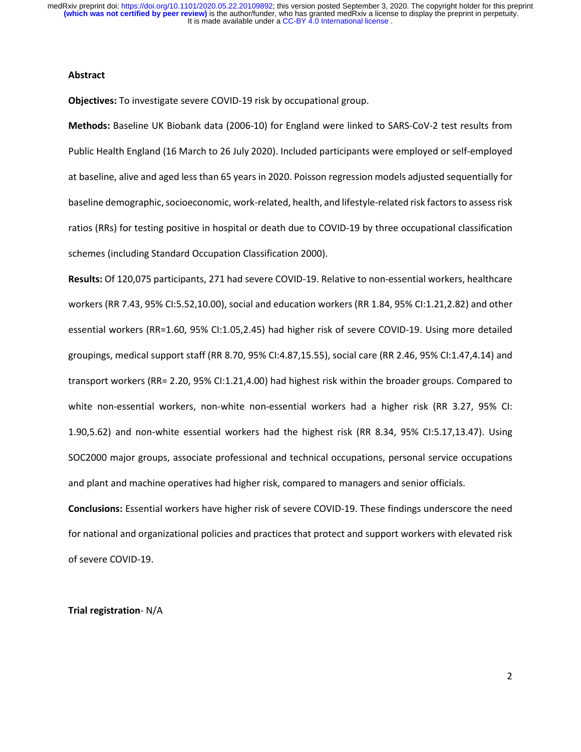## Abstract

**Objectives:** To investigate severe COVID-19 risk by occupational group.

**Methods:** Baseline UK Biobank data (2006-10) for England were linked to SARS-CoV-2 test results from Public Health England (16 March to 26 July 2020). Included participants were employed or self-employed at baseline, alive and aged less than 65 years in 2020. Poisson regression models adjusted sequentially for baseline demographic, socioeconomic, work-related, health, and lifestyle-related risk factors to assess risk ratios (RRs) for testing positive in hospital or death due to COVID-19 by three occupational classification schemes (including Standard Occupation Classification 2000).

**Results:** Of 120,075 participants, 271 had severe COVID-19. Relative to non-essential workers, healthcare workers (RR 7.43, 95% CI:5.52,10.00), social and education workers (RR 1.84, 95% CI:1.21,2.82) and other essential workers (RR=1.60, 95% CI:1.05,2.45) had higher risk of severe COVID-19. Using more detailed groupings, medical support staff (RR 8.70, 95% CI:4.87,15.55), social care (RR 2.46, 95% CI:1.47,4.14) and transport workers (RR= 2.20, 95% CI:1.21,4.00) had highest risk within the broader groups. Compared to white non-essential workers, non-white non-essential workers had a higher risk (RR 3.27, 95% CI: 1.90,5.62) and non-white essential workers had the highest risk (RR 8.34, 95% CI:5.17,13.47). Using SOC2000 major groups, associate professional and technical occupations, personal service occupations and plant and machine operatives had higher risk, compared to managers and senior officials.

**Conclusions:** Essential workers have higher risk of severe COVID-19. These findings underscore the need for national and organizational policies and practices that protect and support workers with elevated risk of severe COVID-19.

**Trial registration**- N/A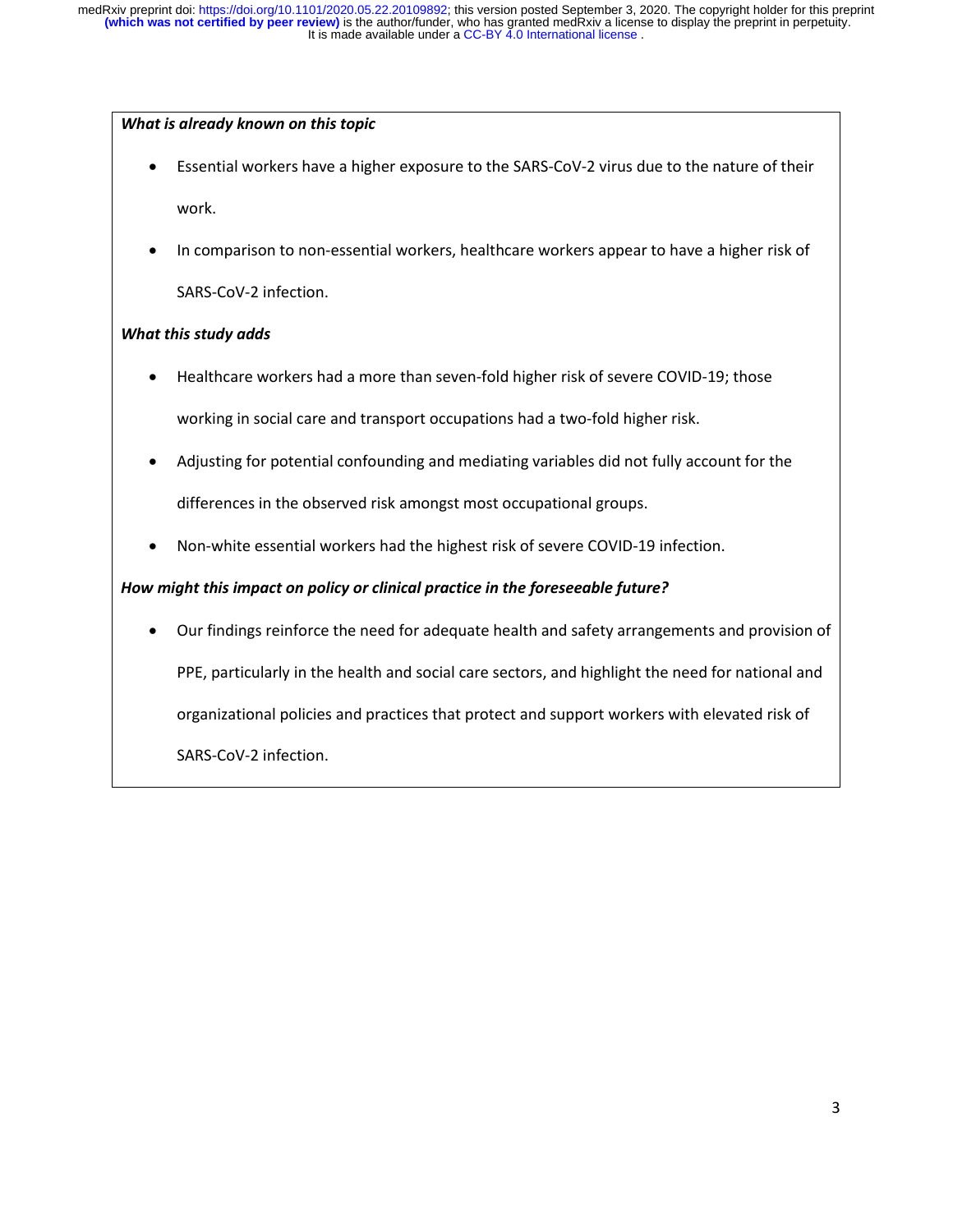***What is already known on this topic***

- Essential workers have a higher exposure to the SARS-CoV-2 virus due to the nature of their work.
- In comparison to non-essential workers, healthcare workers appear to have a higher risk of SARS-CoV-2 infection.

***What this study adds***

- Healthcare workers had a more than seven-fold higher risk of severe COVID-19; those working in social care and transport occupations had a two-fold higher risk.
- Adjusting for potential confounding and mediating variables did not fully account for the differences in the observed risk amongst most occupational groups.
- Non-white essential workers had the highest risk of severe COVID-19 infection.

***How might this impact on policy or clinical practice in the foreseeable future?***

- Our findings reinforce the need for adequate health and safety arrangements and provision of PPE, particularly in the health and social care sectors, and highlight the need for national and organizational policies and practices that protect and support workers with elevated risk of SARS-CoV-2 infection.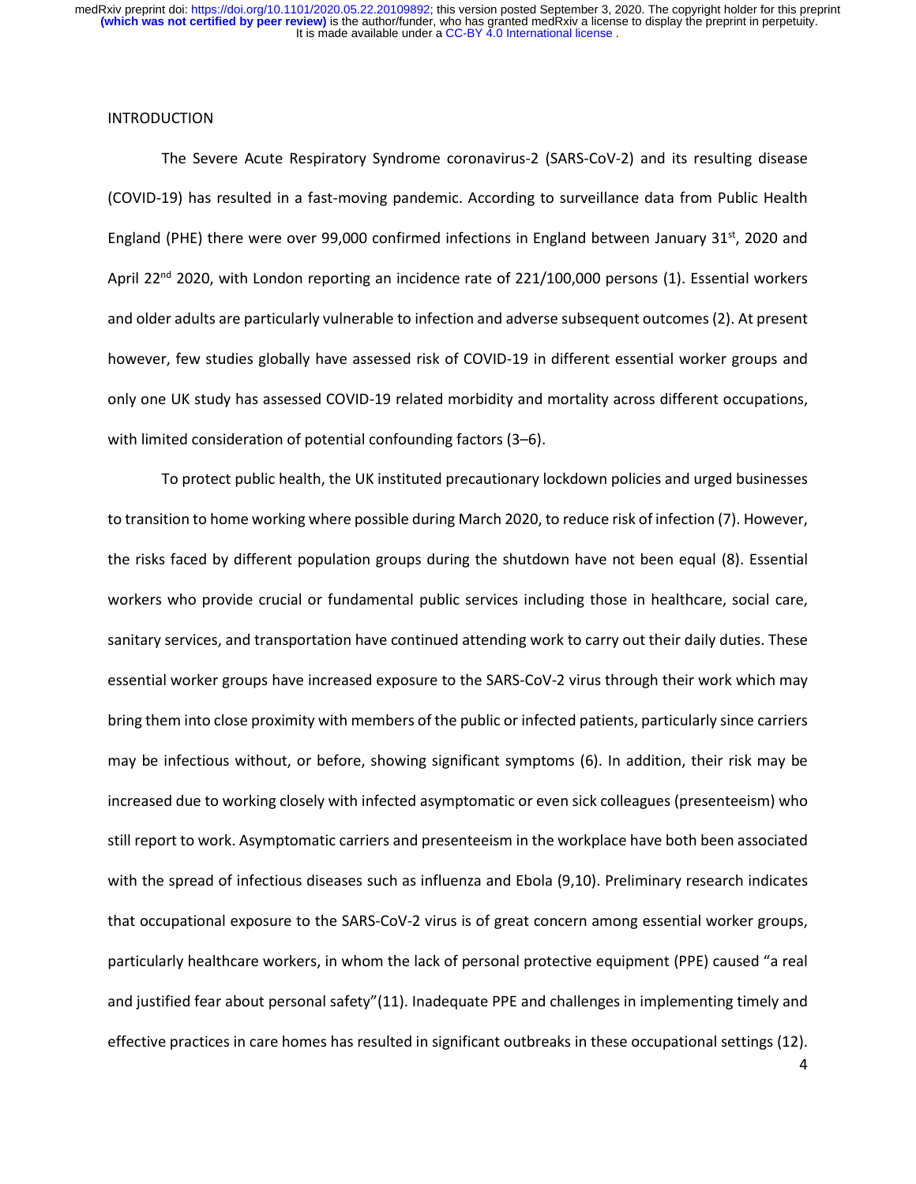## INTRODUCTION

The Severe Acute Respiratory Syndrome coronavirus-2 (SARS-CoV-2) and its resulting disease (COVID-19) has resulted in a fast-moving pandemic. According to surveillance data from Public Health England (PHE) there were over 99,000 confirmed infections in England between January 31st, 2020 and April 22nd 2020, with London reporting an incidence rate of 221/100,000 persons (1). Essential workers and older adults are particularly vulnerable to infection and adverse subsequent outcomes (2). At present however, few studies globally have assessed risk of COVID-19 in different essential worker groups and only one UK study has assessed COVID-19 related morbidity and mortality across different occupations, with limited consideration of potential confounding factors (3–6).

To protect public health, the UK instituted precautionary lockdown policies and urged businesses to transition to home working where possible during March 2020, to reduce risk of infection (7). However, the risks faced by different population groups during the shutdown have not been equal (8). Essential workers who provide crucial or fundamental public services including those in healthcare, social care, sanitary services, and transportation have continued attending work to carry out their daily duties. These essential worker groups have increased exposure to the SARS-CoV-2 virus through their work which may bring them into close proximity with members of the public or infected patients, particularly since carriers may be infectious without, or before, showing significant symptoms (6). In addition, their risk may be increased due to working closely with infected asymptomatic or even sick colleagues (presenteeism) who still report to work. Asymptomatic carriers and presenteeism in the workplace have both been associated with the spread of infectious diseases such as influenza and Ebola (9,10). Preliminary research indicates that occupational exposure to the SARS-CoV-2 virus is of great concern among essential worker groups, particularly healthcare workers, in whom the lack of personal protective equipment (PPE) caused "a real and justified fear about personal safety"(11). Inadequate PPE and challenges in implementing timely and effective practices in care homes has resulted in significant outbreaks in these occupational settings (12).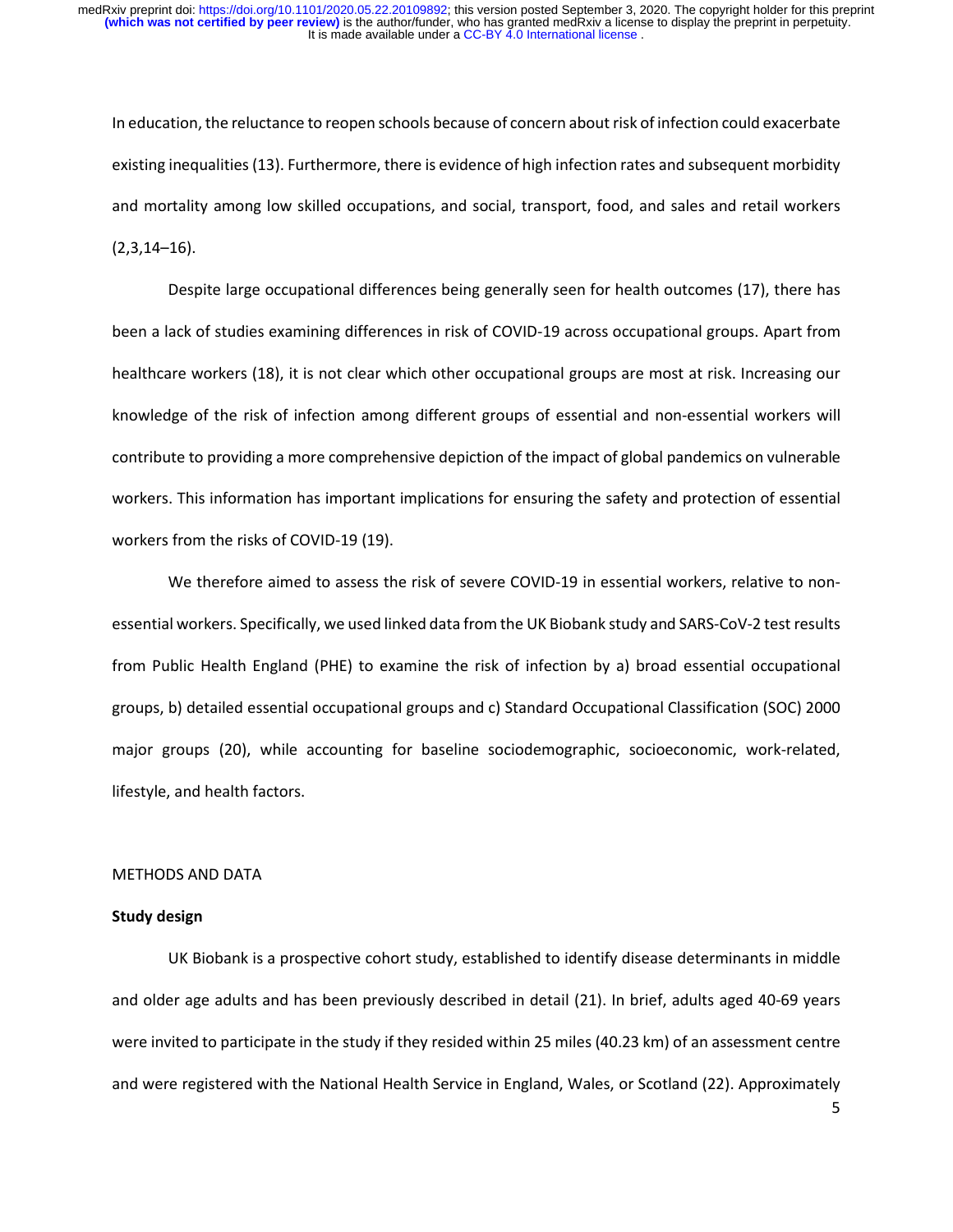In education, the reluctance to reopen schools because of concern about risk of infection could exacerbate existing inequalities (13). Furthermore, there is evidence of high infection rates and subsequent morbidity and mortality among low skilled occupations, and social, transport, food, and sales and retail workers (2,3,14–16).

Despite large occupational differences being generally seen for health outcomes (17), there has been a lack of studies examining differences in risk of COVID-19 across occupational groups. Apart from healthcare workers (18), it is not clear which other occupational groups are most at risk. Increasing our knowledge of the risk of infection among different groups of essential and non-essential workers will contribute to providing a more comprehensive depiction of the impact of global pandemics on vulnerable workers. This information has important implications for ensuring the safety and protection of essential workers from the risks of COVID-19 (19).

We therefore aimed to assess the risk of severe COVID-19 in essential workers, relative to non-essential workers. Specifically, we used linked data from the UK Biobank study and SARS-CoV-2 test results from Public Health England (PHE) to examine the risk of infection by a) broad essential occupational groups, b) detailed essential occupational groups and c) Standard Occupational Classification (SOC) 2000 major groups (20), while accounting for baseline sociodemographic, socioeconomic, work-related, lifestyle, and health factors.

## METHODS AND DATA

### Study design

UK Biobank is a prospective cohort study, established to identify disease determinants in middle and older age adults and has been previously described in detail (21). In brief, adults aged 40-69 years were invited to participate in the study if they resided within 25 miles (40.23 km) of an assessment centre and were registered with the National Health Service in England, Wales, or Scotland (22). Approximately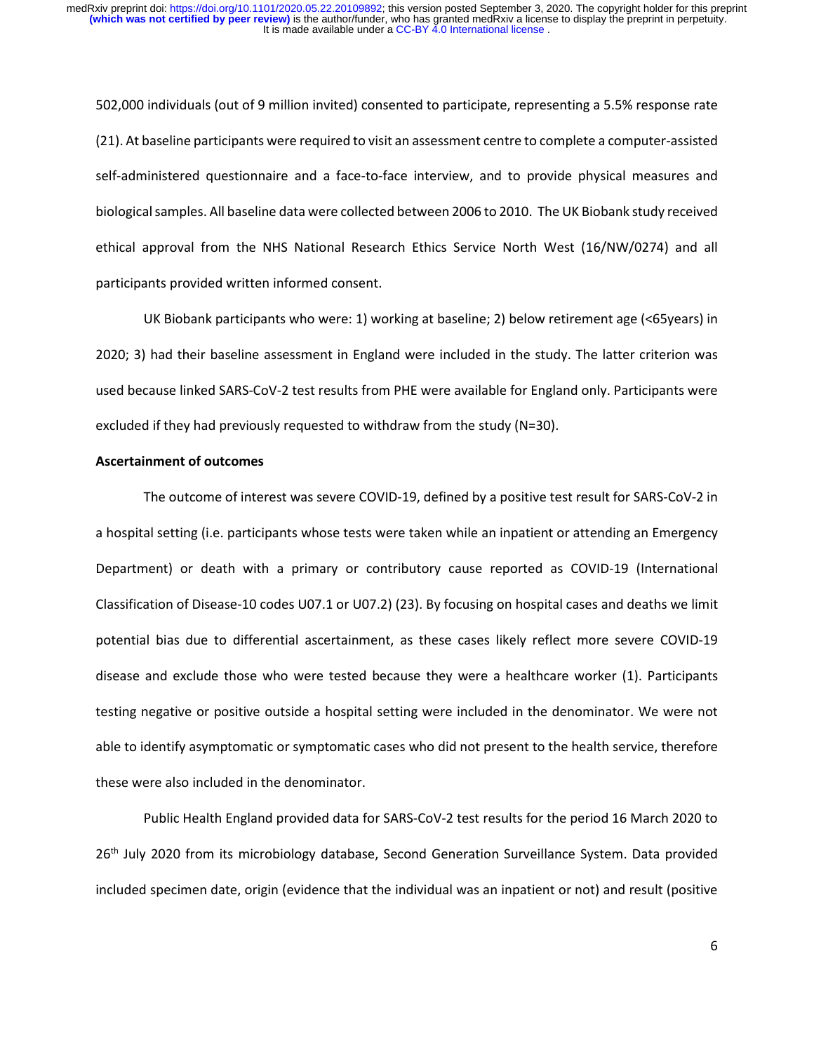502,000 individuals (out of 9 million invited) consented to participate, representing a 5.5% response rate (21). At baseline participants were required to visit an assessment centre to complete a computer-assisted self-administered questionnaire and a face-to-face interview, and to provide physical measures and biological samples. All baseline data were collected between 2006 to 2010. The UK Biobank study received ethical approval from the NHS National Research Ethics Service North West (16/NW/0274) and all participants provided written informed consent.

UK Biobank participants who were: 1) working at baseline; 2) below retirement age (<65years) in 2020; 3) had their baseline assessment in England were included in the study. The latter criterion was used because linked SARS-CoV-2 test results from PHE were available for England only. Participants were excluded if they had previously requested to withdraw from the study (N=30).

**Ascertainment of outcomes**

The outcome of interest was severe COVID-19, defined by a positive test result for SARS-CoV-2 in a hospital setting (i.e. participants whose tests were taken while an inpatient or attending an Emergency Department) or death with a primary or contributory cause reported as COVID-19 (International Classification of Disease-10 codes U07.1 or U07.2) (23). By focusing on hospital cases and deaths we limit potential bias due to differential ascertainment, as these cases likely reflect more severe COVID-19 disease and exclude those who were tested because they were a healthcare worker (1). Participants testing negative or positive outside a hospital setting were included in the denominator. We were not able to identify asymptomatic or symptomatic cases who did not present to the health service, therefore these were also included in the denominator.

Public Health England provided data for SARS-CoV-2 test results for the period 16 March 2020 to 26th July 2020 from its microbiology database, Second Generation Surveillance System. Data provided included specimen date, origin (evidence that the individual was an inpatient or not) and result (positive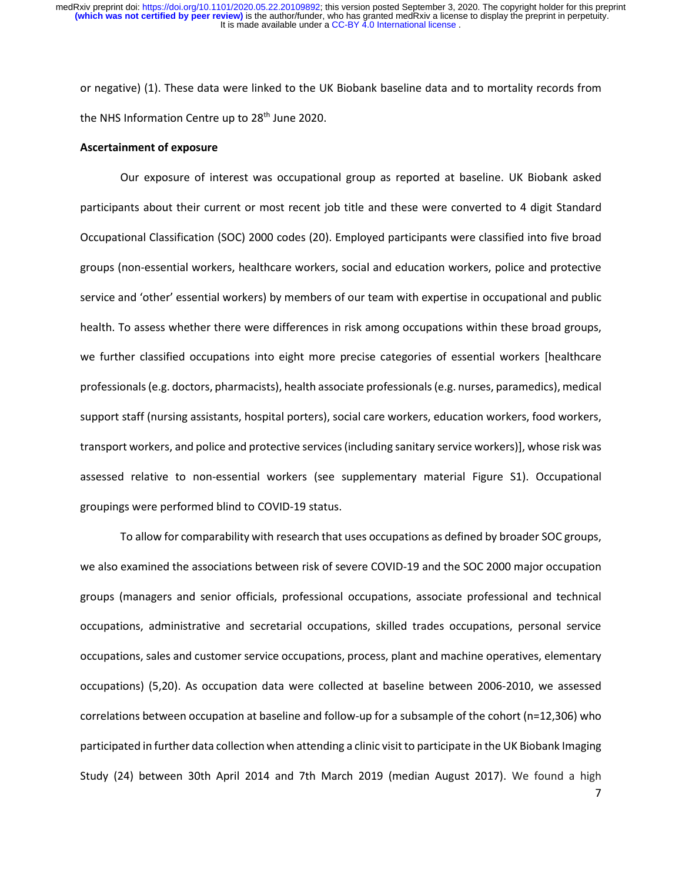or negative) (1). These data were linked to the UK Biobank baseline data and to mortality records from the NHS Information Centre up to 28th June 2020.

**Ascertainment of exposure**

Our exposure of interest was occupational group as reported at baseline. UK Biobank asked participants about their current or most recent job title and these were converted to 4 digit Standard Occupational Classification (SOC) 2000 codes (20). Employed participants were classified into five broad groups (non-essential workers, healthcare workers, social and education workers, police and protective service and 'other' essential workers) by members of our team with expertise in occupational and public health. To assess whether there were differences in risk among occupations within these broad groups, we further classified occupations into eight more precise categories of essential workers [healthcare professionals (e.g. doctors, pharmacists), health associate professionals (e.g. nurses, paramedics), medical support staff (nursing assistants, hospital porters), social care workers, education workers, food workers, transport workers, and police and protective services (including sanitary service workers)], whose risk was assessed relative to non-essential workers (see supplementary material Figure S1). Occupational groupings were performed blind to COVID-19 status.

To allow for comparability with research that uses occupations as defined by broader SOC groups, we also examined the associations between risk of severe COVID-19 and the SOC 2000 major occupation groups (managers and senior officials, professional occupations, associate professional and technical occupations, administrative and secretarial occupations, skilled trades occupations, personal service occupations, sales and customer service occupations, process, plant and machine operatives, elementary occupations) (5,20). As occupation data were collected at baseline between 2006-2010, we assessed correlations between occupation at baseline and follow-up for a subsample of the cohort (n=12,306) who participated in further data collection when attending a clinic visit to participate in the UK Biobank Imaging Study (24) between 30th April 2014 and 7th March 2019 (median August 2017). We found a high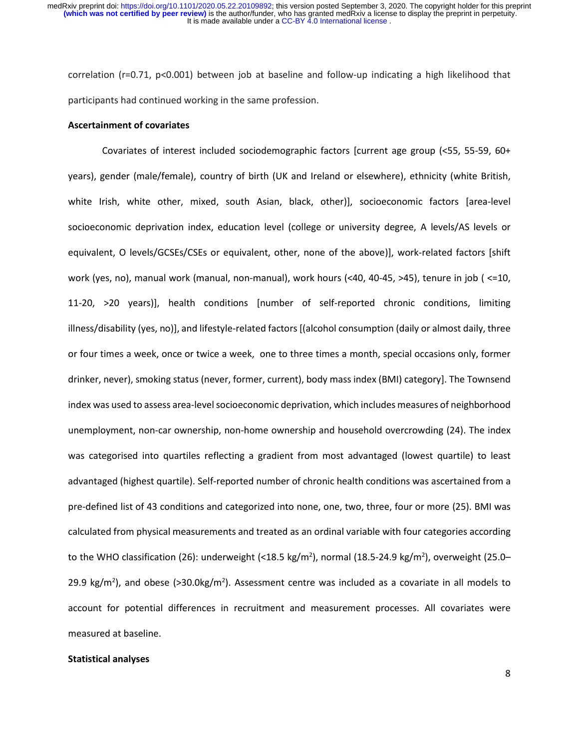correlation (r=0.71, p<0.001) between job at baseline and follow-up indicating a high likelihood that participants had continued working in the same profession.

**Ascertainment of covariates**

Covariates of interest included sociodemographic factors [current age group (<55, 55-59, 60+ years), gender (male/female), country of birth (UK and Ireland or elsewhere), ethnicity (white British, white Irish, white other, mixed, south Asian, black, other)], socioeconomic factors [area-level socioeconomic deprivation index, education level (college or university degree, A levels/AS levels or equivalent, O levels/GCSEs/CSEs or equivalent, other, none of the above)], work-related factors [shift work (yes, no), manual work (manual, non-manual), work hours (<40, 40-45, >45), tenure in job ( <=10, 11-20, >20 years)], health conditions [number of self-reported chronic conditions, limiting illness/disability (yes, no)], and lifestyle-related factors [(alcohol consumption (daily or almost daily, three or four times a week, once or twice a week, one to three times a month, special occasions only, former drinker, never), smoking status (never, former, current), body mass index (BMI) category]. The Townsend index was used to assess area-level socioeconomic deprivation, which includes measures of neighborhood unemployment, non-car ownership, non-home ownership and household overcrowding (24). The index was categorised into quartiles reflecting a gradient from most advantaged (lowest quartile) to least advantaged (highest quartile). Self-reported number of chronic health conditions was ascertained from a pre-defined list of 43 conditions and categorized into none, one, two, three, four or more (25). BMI was calculated from physical measurements and treated as an ordinal variable with four categories according to the WHO classification (26): underweight (<18.5 kg/m$^2$), normal (18.5-24.9 kg/m$^2$), overweight (25.0–29.9 kg/m$^2$), and obese (>30.0kg/m$^2$). Assessment centre was included as a covariate in all models to account for potential differences in recruitment and measurement processes. All covariates were measured at baseline.

**Statistical analyses**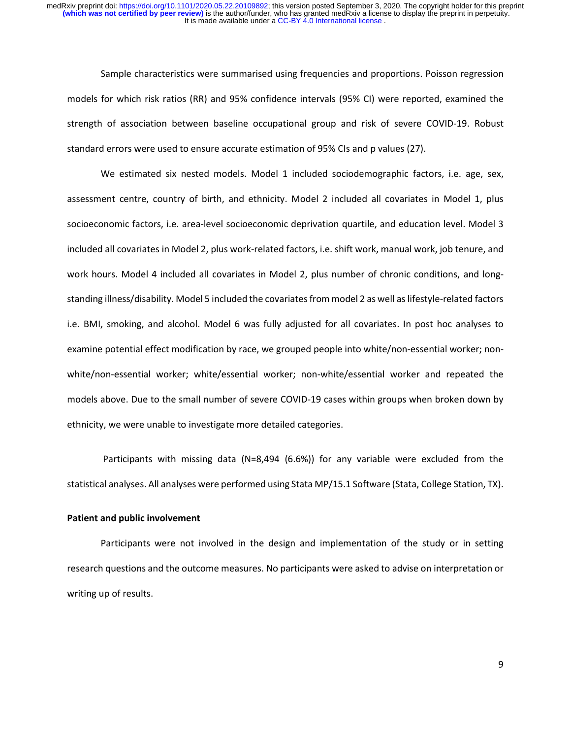Sample characteristics were summarised using frequencies and proportions. Poisson regression models for which risk ratios (RR) and 95% confidence intervals (95% CI) were reported, examined the strength of association between baseline occupational group and risk of severe COVID-19. Robust standard errors were used to ensure accurate estimation of 95% CIs and p values (27).

We estimated six nested models. Model 1 included sociodemographic factors, i.e. age, sex, assessment centre, country of birth, and ethnicity. Model 2 included all covariates in Model 1, plus socioeconomic factors, i.e. area-level socioeconomic deprivation quartile, and education level. Model 3 included all covariates in Model 2, plus work-related factors, i.e. shift work, manual work, job tenure, and work hours. Model 4 included all covariates in Model 2, plus number of chronic conditions, and long-standing illness/disability. Model 5 included the covariates from model 2 as well as lifestyle-related factors i.e. BMI, smoking, and alcohol. Model 6 was fully adjusted for all covariates. In post hoc analyses to examine potential effect modification by race, we grouped people into white/non-essential worker; non-white/non-essential worker; white/essential worker; non-white/essential worker and repeated the models above. Due to the small number of severe COVID-19 cases within groups when broken down by ethnicity, we were unable to investigate more detailed categories.

Participants with missing data (N=8,494 (6.6%)) for any variable were excluded from the statistical analyses. All analyses were performed using Stata MP/15.1 Software (Stata, College Station, TX).

**Patient and public involvement**

Participants were not involved in the design and implementation of the study or in setting research questions and the outcome measures. No participants were asked to advise on interpretation or writing up of results.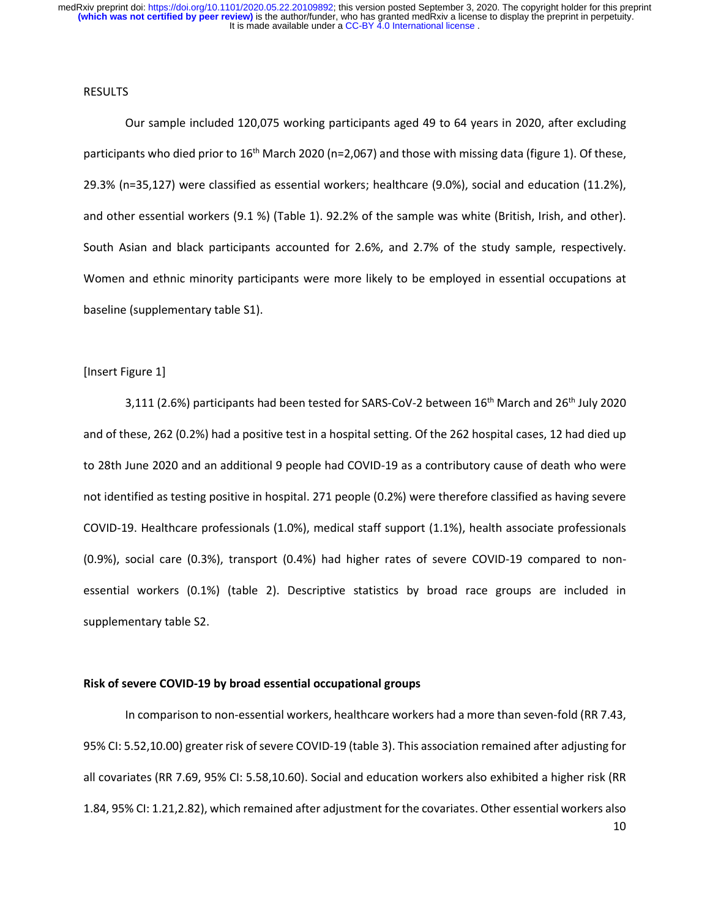RESULTS

Our sample included 120,075 working participants aged 49 to 64 years in 2020, after excluding participants who died prior to 16th March 2020 (n=2,067) and those with missing data (figure 1). Of these, 29.3% (n=35,127) were classified as essential workers; healthcare (9.0%), social and education (11.2%), and other essential workers (9.1 %) (Table 1). 92.2% of the sample was white (British, Irish, and other). South Asian and black participants accounted for 2.6%, and 2.7% of the study sample, respectively. Women and ethnic minority participants were more likely to be employed in essential occupations at baseline (supplementary table S1).

[Insert Figure 1]

3,111 (2.6%) participants had been tested for SARS-CoV-2 between 16th March and 26th July 2020 and of these, 262 (0.2%) had a positive test in a hospital setting. Of the 262 hospital cases, 12 had died up to 28th June 2020 and an additional 9 people had COVID-19 as a contributory cause of death who were not identified as testing positive in hospital. 271 people (0.2%) were therefore classified as having severe COVID-19. Healthcare professionals (1.0%), medical staff support (1.1%), health associate professionals (0.9%), social care (0.3%), transport (0.4%) had higher rates of severe COVID-19 compared to non-essential workers (0.1%) (table 2). Descriptive statistics by broad race groups are included in supplementary table S2.

**Risk of severe COVID-19 by broad essential occupational groups**

In comparison to non-essential workers, healthcare workers had a more than seven-fold (RR 7.43, 95% CI: 5.52,10.00) greater risk of severe COVID-19 (table 3). This association remained after adjusting for all covariates (RR 7.69, 95% CI: 5.58,10.60). Social and education workers also exhibited a higher risk (RR 1.84, 95% CI: 1.21,2.82), which remained after adjustment for the covariates. Other essential workers also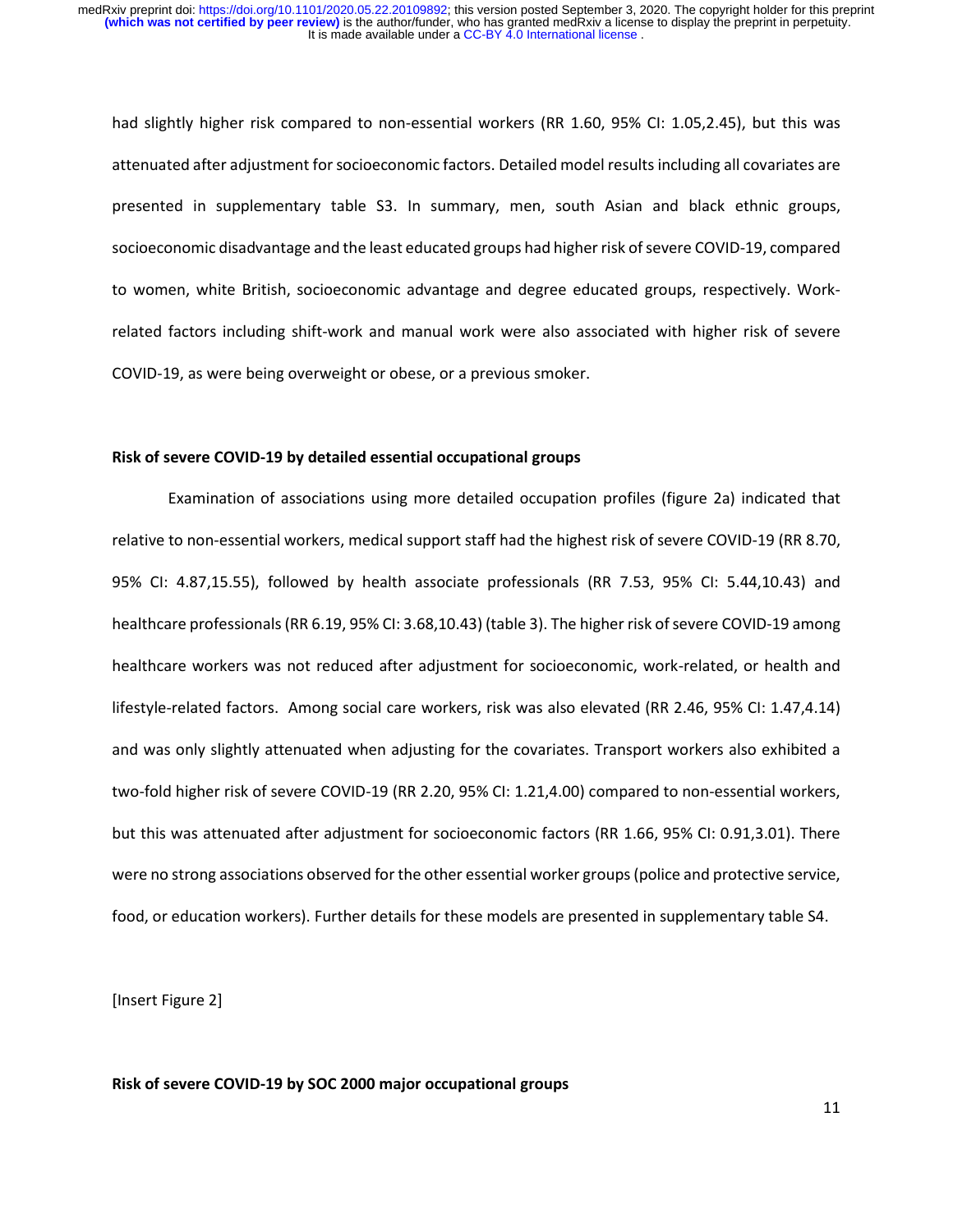had slightly higher risk compared to non-essential workers (RR 1.60, 95% CI: 1.05,2.45), but this was attenuated after adjustment for socioeconomic factors. Detailed model results including all covariates are presented in supplementary table S3. In summary, men, south Asian and black ethnic groups, socioeconomic disadvantage and the least educated groups had higher risk of severe COVID-19, compared to women, white British, socioeconomic advantage and degree educated groups, respectively. Work-related factors including shift-work and manual work were also associated with higher risk of severe COVID-19, as were being overweight or obese, or a previous smoker.

**Risk of severe COVID-19 by detailed essential occupational groups**

Examination of associations using more detailed occupation profiles (figure 2a) indicated that relative to non-essential workers, medical support staff had the highest risk of severe COVID-19 (RR 8.70, 95% CI: 4.87,15.55), followed by health associate professionals (RR 7.53, 95% CI: 5.44,10.43) and healthcare professionals (RR 6.19, 95% CI: 3.68,10.43) (table 3). The higher risk of severe COVID-19 among healthcare workers was not reduced after adjustment for socioeconomic, work-related, or health and lifestyle-related factors. Among social care workers, risk was also elevated (RR 2.46, 95% CI: 1.47,4.14) and was only slightly attenuated when adjusting for the covariates. Transport workers also exhibited a two-fold higher risk of severe COVID-19 (RR 2.20, 95% CI: 1.21,4.00) compared to non-essential workers, but this was attenuated after adjustment for socioeconomic factors (RR 1.66, 95% CI: 0.91,3.01). There were no strong associations observed for the other essential worker groups (police and protective service, food, or education workers). Further details for these models are presented in supplementary table S4.

[Insert Figure 2]

**Risk of severe COVID-19 by SOC 2000 major occupational groups**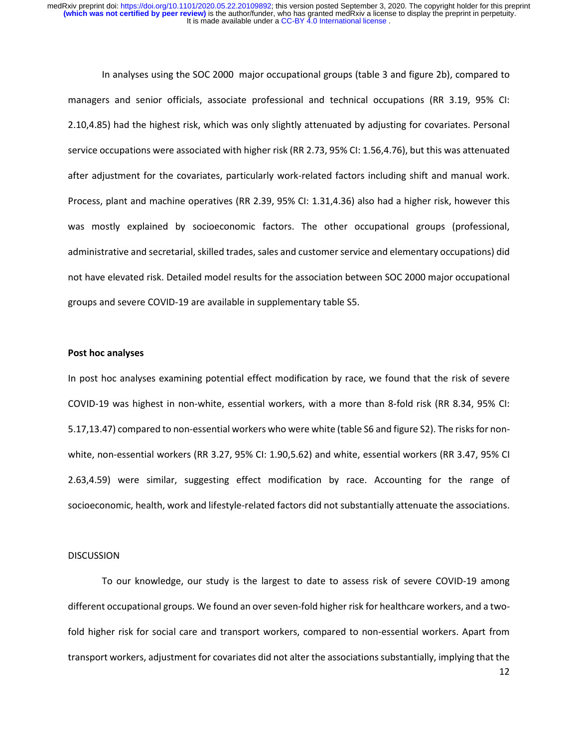In analyses using the SOC 2000 major occupational groups (table 3 and figure 2b), compared to managers and senior officials, associate professional and technical occupations (RR 3.19, 95% CI: 2.10,4.85) had the highest risk, which was only slightly attenuated by adjusting for covariates. Personal service occupations were associated with higher risk (RR 2.73, 95% CI: 1.56,4.76), but this was attenuated after adjustment for the covariates, particularly work-related factors including shift and manual work. Process, plant and machine operatives (RR 2.39, 95% CI: 1.31,4.36) also had a higher risk, however this was mostly explained by socioeconomic factors. The other occupational groups (professional, administrative and secretarial, skilled trades, sales and customer service and elementary occupations) did not have elevated risk. Detailed model results for the association between SOC 2000 major occupational groups and severe COVID-19 are available in supplementary table S5.

**Post hoc analyses**

In post hoc analyses examining potential effect modification by race, we found that the risk of severe COVID-19 was highest in non-white, essential workers, with a more than 8-fold risk (RR 8.34, 95% CI: 5.17,13.47) compared to non-essential workers who were white (table S6 and figure S2). The risks for non-white, non-essential workers (RR 3.27, 95% CI: 1.90,5.62) and white, essential workers (RR 3.47, 95% CI 2.63,4.59) were similar, suggesting effect modification by race. Accounting for the range of socioeconomic, health, work and lifestyle-related factors did not substantially attenuate the associations.

DISCUSSION

To our knowledge, our study is the largest to date to assess risk of severe COVID-19 among different occupational groups. We found an over seven-fold higher risk for healthcare workers, and a two-fold higher risk for social care and transport workers, compared to non-essential workers. Apart from transport workers, adjustment for covariates did not alter the associations substantially, implying that the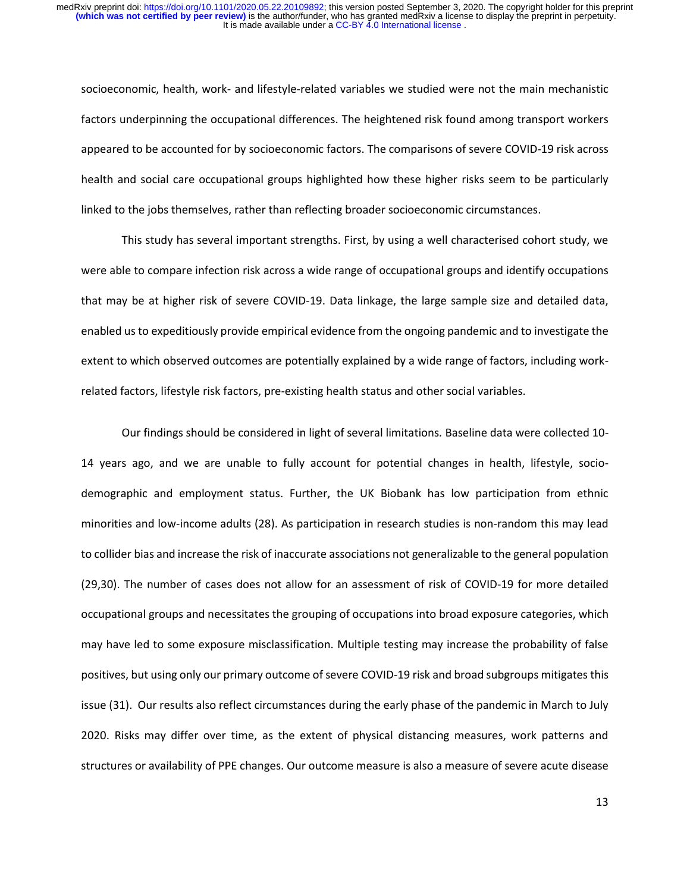socioeconomic, health, work- and lifestyle-related variables we studied were not the main mechanistic factors underpinning the occupational differences. The heightened risk found among transport workers appeared to be accounted for by socioeconomic factors. The comparisons of severe COVID-19 risk across health and social care occupational groups highlighted how these higher risks seem to be particularly linked to the jobs themselves, rather than reflecting broader socioeconomic circumstances.

This study has several important strengths. First, by using a well characterised cohort study, we were able to compare infection risk across a wide range of occupational groups and identify occupations that may be at higher risk of severe COVID-19. Data linkage, the large sample size and detailed data, enabled us to expeditiously provide empirical evidence from the ongoing pandemic and to investigate the extent to which observed outcomes are potentially explained by a wide range of factors, including work-related factors, lifestyle risk factors, pre-existing health status and other social variables.

Our findings should be considered in light of several limitations. Baseline data were collected 10-14 years ago, and we are unable to fully account for potential changes in health, lifestyle, socio-demographic and employment status. Further, the UK Biobank has low participation from ethnic minorities and low-income adults (28). As participation in research studies is non-random this may lead to collider bias and increase the risk of inaccurate associations not generalizable to the general population (29,30). The number of cases does not allow for an assessment of risk of COVID-19 for more detailed occupational groups and necessitates the grouping of occupations into broad exposure categories, which may have led to some exposure misclassification. Multiple testing may increase the probability of false positives, but using only our primary outcome of severe COVID-19 risk and broad subgroups mitigates this issue (31). Our results also reflect circumstances during the early phase of the pandemic in March to July 2020. Risks may differ over time, as the extent of physical distancing measures, work patterns and structures or availability of PPE changes. Our outcome measure is also a measure of severe acute disease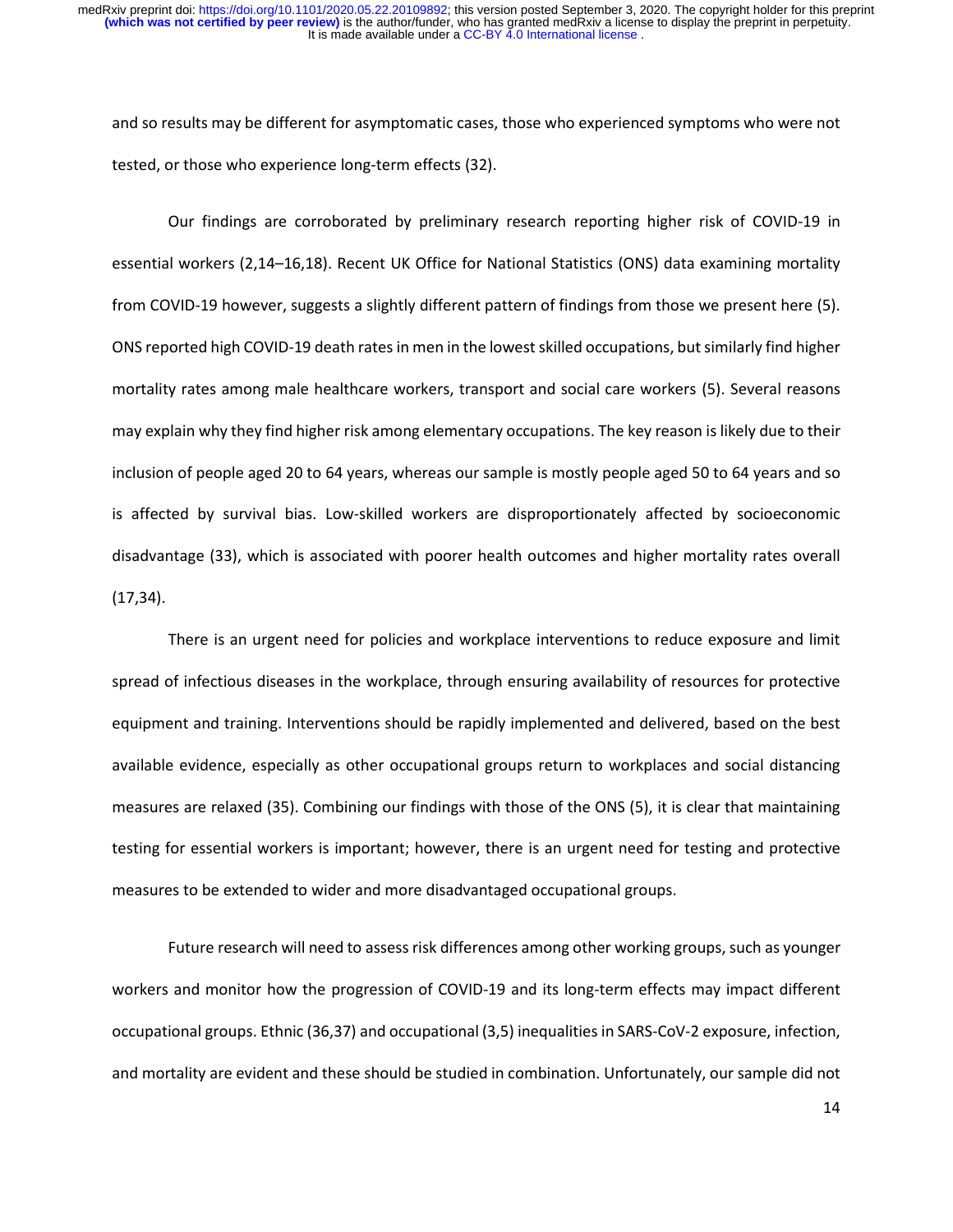and so results may be different for asymptomatic cases, those who experienced symptoms who were not tested, or those who experience long-term effects (32).

Our findings are corroborated by preliminary research reporting higher risk of COVID-19 in essential workers (2,14–16,18). Recent UK Office for National Statistics (ONS) data examining mortality from COVID-19 however, suggests a slightly different pattern of findings from those we present here (5). ONS reported high COVID-19 death rates in men in the lowest skilled occupations, but similarly find higher mortality rates among male healthcare workers, transport and social care workers (5). Several reasons may explain why they find higher risk among elementary occupations. The key reason is likely due to their inclusion of people aged 20 to 64 years, whereas our sample is mostly people aged 50 to 64 years and so is affected by survival bias. Low-skilled workers are disproportionately affected by socioeconomic disadvantage (33), which is associated with poorer health outcomes and higher mortality rates overall (17,34).

There is an urgent need for policies and workplace interventions to reduce exposure and limit spread of infectious diseases in the workplace, through ensuring availability of resources for protective equipment and training. Interventions should be rapidly implemented and delivered, based on the best available evidence, especially as other occupational groups return to workplaces and social distancing measures are relaxed (35). Combining our findings with those of the ONS (5), it is clear that maintaining testing for essential workers is important; however, there is an urgent need for testing and protective measures to be extended to wider and more disadvantaged occupational groups.

Future research will need to assess risk differences among other working groups, such as younger workers and monitor how the progression of COVID-19 and its long-term effects may impact different occupational groups. Ethnic (36,37) and occupational (3,5) inequalities in SARS-CoV-2 exposure, infection, and mortality are evident and these should be studied in combination. Unfortunately, our sample did not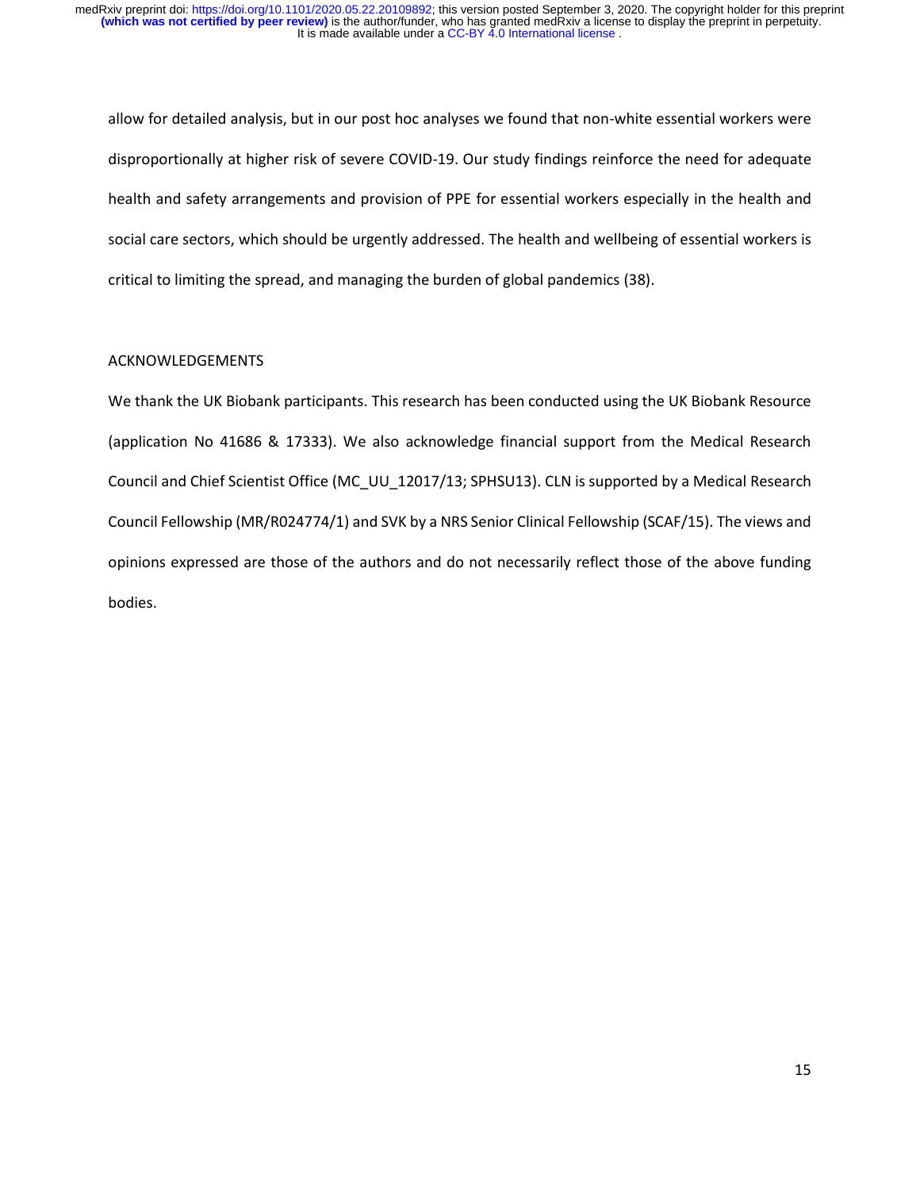allow for detailed analysis, but in our post hoc analyses we found that non-white essential workers were disproportionally at higher risk of severe COVID-19. Our study findings reinforce the need for adequate health and safety arrangements and provision of PPE for essential workers especially in the health and social care sectors, which should be urgently addressed. The health and wellbeing of essential workers is critical to limiting the spread, and managing the burden of global pandemics (38).

## ACKNOWLEDGEMENTS

We thank the UK Biobank participants. This research has been conducted using the UK Biobank Resource (application No 41686 & 17333). We also acknowledge financial support from the Medical Research Council and Chief Scientist Office (MC_UU_12017/13; SPHSU13). CLN is supported by a Medical Research Council Fellowship (MR/R024774/1) and SVK by a NRS Senior Clinical Fellowship (SCAF/15). The views and opinions expressed are those of the authors and do not necessarily reflect those of the above funding bodies.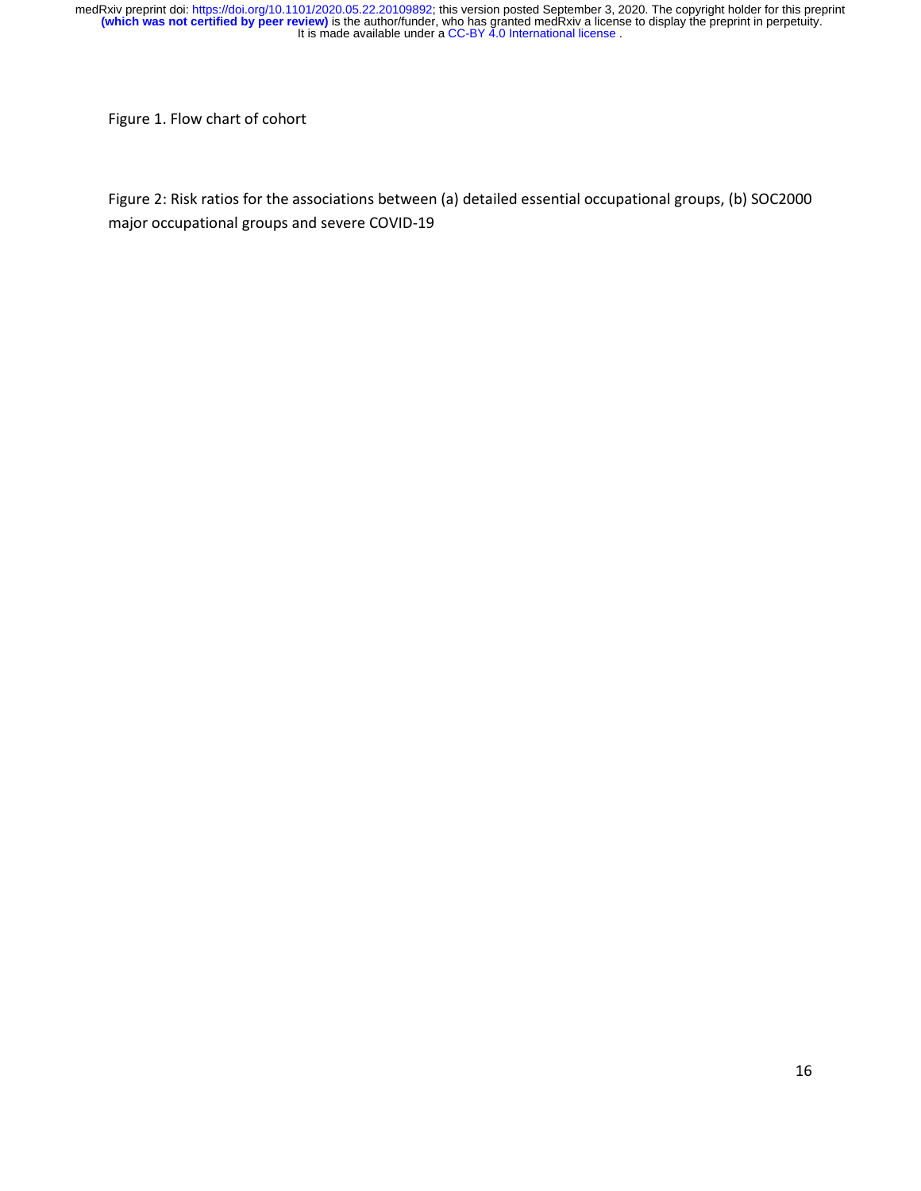Figure 1. Flow chart of cohort

Figure 2: Risk ratios for the associations between (a) detailed essential occupational groups, (b) SOC2000 major occupational groups and severe COVID-19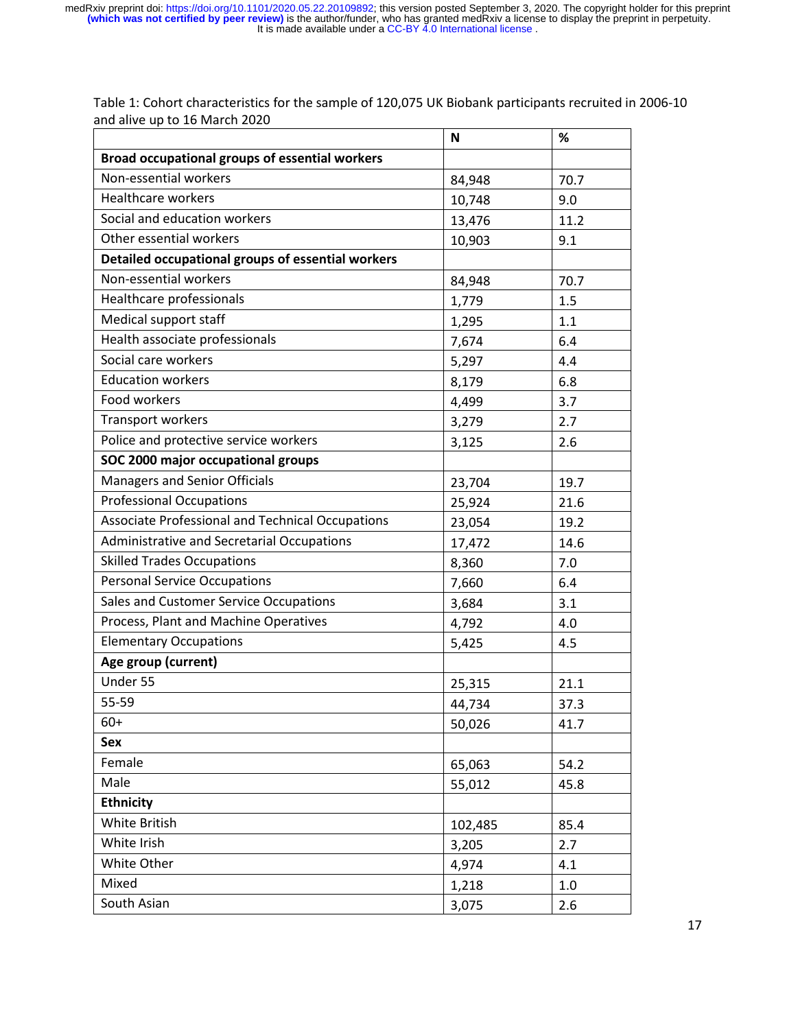Table 1: Cohort characteristics for the sample of 120,075 UK Biobank participants recruited in 2006-10 and alive up to 16 March 2020

| | N | % |
|---|---|---|
| **Broad occupational groups of essential workers** | | |
| Non-essential workers | 84,948 | 70.7 |
| Healthcare workers | 10,748 | 9.0 |
| Social and education workers | 13,476 | 11.2 |
| Other essential workers | 10,903 | 9.1 |
| **Detailed occupational groups of essential workers** | | |
| Non-essential workers | 84,948 | 70.7 |
| Healthcare professionals | 1,779 | 1.5 |
| Medical support staff | 1,295 | 1.1 |
| Health associate professionals | 7,674 | 6.4 |
| Social care workers | 5,297 | 4.4 |
| Education workers | 8,179 | 6.8 |
| Food workers | 4,499 | 3.7 |
| Transport workers | 3,279 | 2.7 |
| Police and protective service workers | 3,125 | 2.6 |
| **SOC 2000 major occupational groups** | | |
| Managers and Senior Officials | 23,704 | 19.7 |
| Professional Occupations | 25,924 | 21.6 |
| Associate Professional and Technical Occupations | 23,054 | 19.2 |
| Administrative and Secretarial Occupations | 17,472 | 14.6 |
| Skilled Trades Occupations | 8,360 | 7.0 |
| Personal Service Occupations | 7,660 | 6.4 |
| Sales and Customer Service Occupations | 3,684 | 3.1 |
| Process, Plant and Machine Operatives | 4,792 | 4.0 |
| Elementary Occupations | 5,425 | 4.5 |
| **Age group (current)** | | |
| Under 55 | 25,315 | 21.1 |
| 55-59 | 44,734 | 37.3 |
| 60+ | 50,026 | 41.7 |
| **Sex** | | |
| Female | 65,063 | 54.2 |
| Male | 55,012 | 45.8 |
| **Ethnicity** | | |
| White British | 102,485 | 85.4 |
| White Irish | 3,205 | 2.7 |
| White Other | 4,974 | 4.1 |
| Mixed | 1,218 | 1.0 |
| South Asian | 3,075 | 2.6 |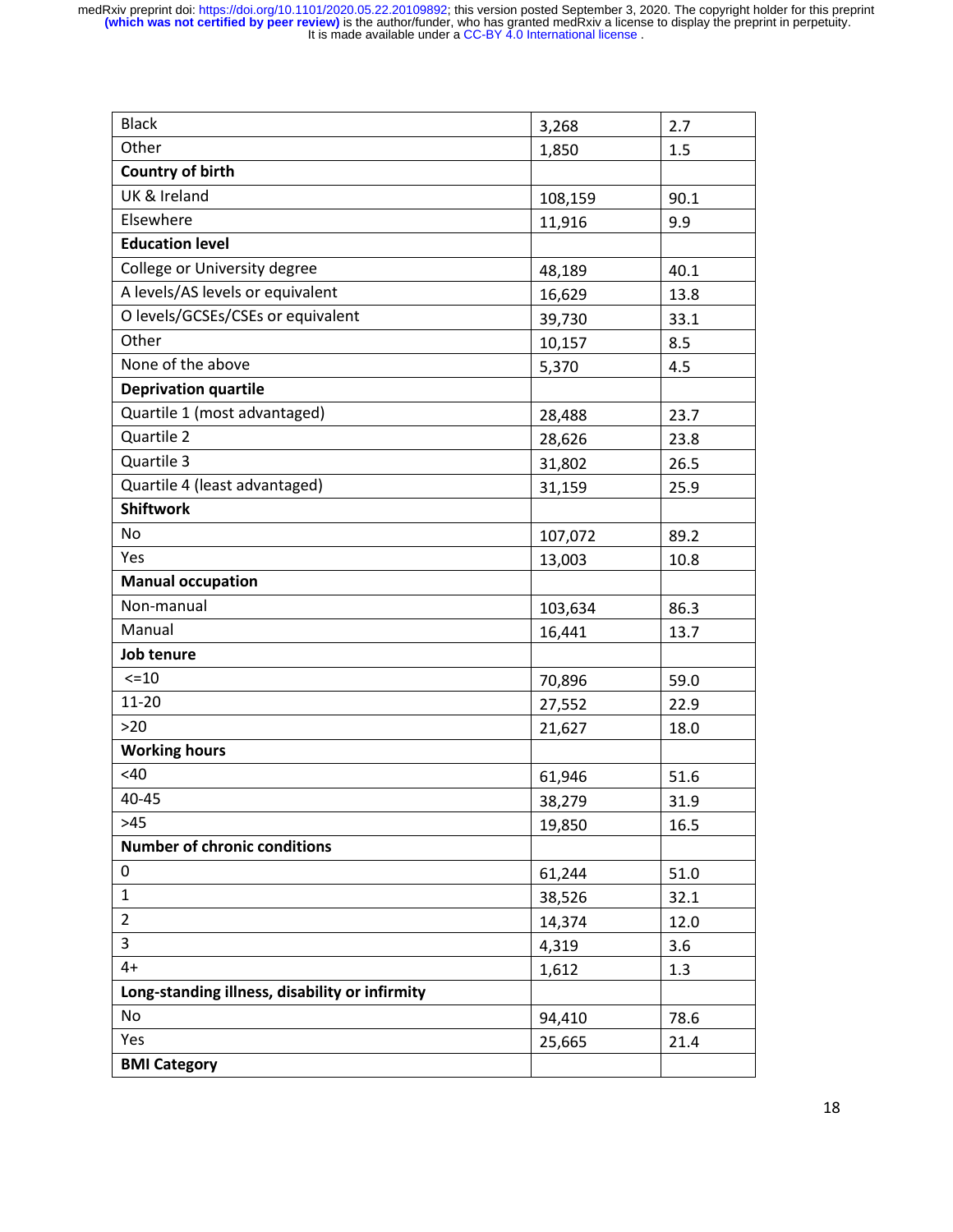| | | |
|---|---|---|
| Black | 3,268 | 2.7 |
| Other | 1,850 | 1.5 |
| **Country of birth** | | |
| UK & Ireland | 108,159 | 90.1 |
| Elsewhere | 11,916 | 9.9 |
| **Education level** | | |
| College or University degree | 48,189 | 40.1 |
| A levels/AS levels or equivalent | 16,629 | 13.8 |
| O levels/GCSEs/CSEs or equivalent | 39,730 | 33.1 |
| Other | 10,157 | 8.5 |
| None of the above | 5,370 | 4.5 |
| **Deprivation quartile** | | |
| Quartile 1 (most advantaged) | 28,488 | 23.7 |
| Quartile 2 | 28,626 | 23.8 |
| Quartile 3 | 31,802 | 26.5 |
| Quartile 4 (least advantaged) | 31,159 | 25.9 |
| **Shiftwork** | | |
| No | 107,072 | 89.2 |
| Yes | 13,003 | 10.8 |
| **Manual occupation** | | |
| Non-manual | 103,634 | 86.3 |
| Manual | 16,441 | 13.7 |
| **Job tenure** | | |
| <=10 | 70,896 | 59.0 |
| 11-20 | 27,552 | 22.9 |
| >20 | 21,627 | 18.0 |
| **Working hours** | | |
| <40 | 61,946 | 51.6 |
| 40-45 | 38,279 | 31.9 |
| >45 | 19,850 | 16.5 |
| **Number of chronic conditions** | | |
| 0 | 61,244 | 51.0 |
| 1 | 38,526 | 32.1 |
| 2 | 14,374 | 12.0 |
| 3 | 4,319 | 3.6 |
| 4+ | 1,612 | 1.3 |
| **Long-standing illness, disability or infirmity** | | |
| No | 94,410 | 78.6 |
| Yes | 25,665 | 21.4 |
| **BMI Category** | | |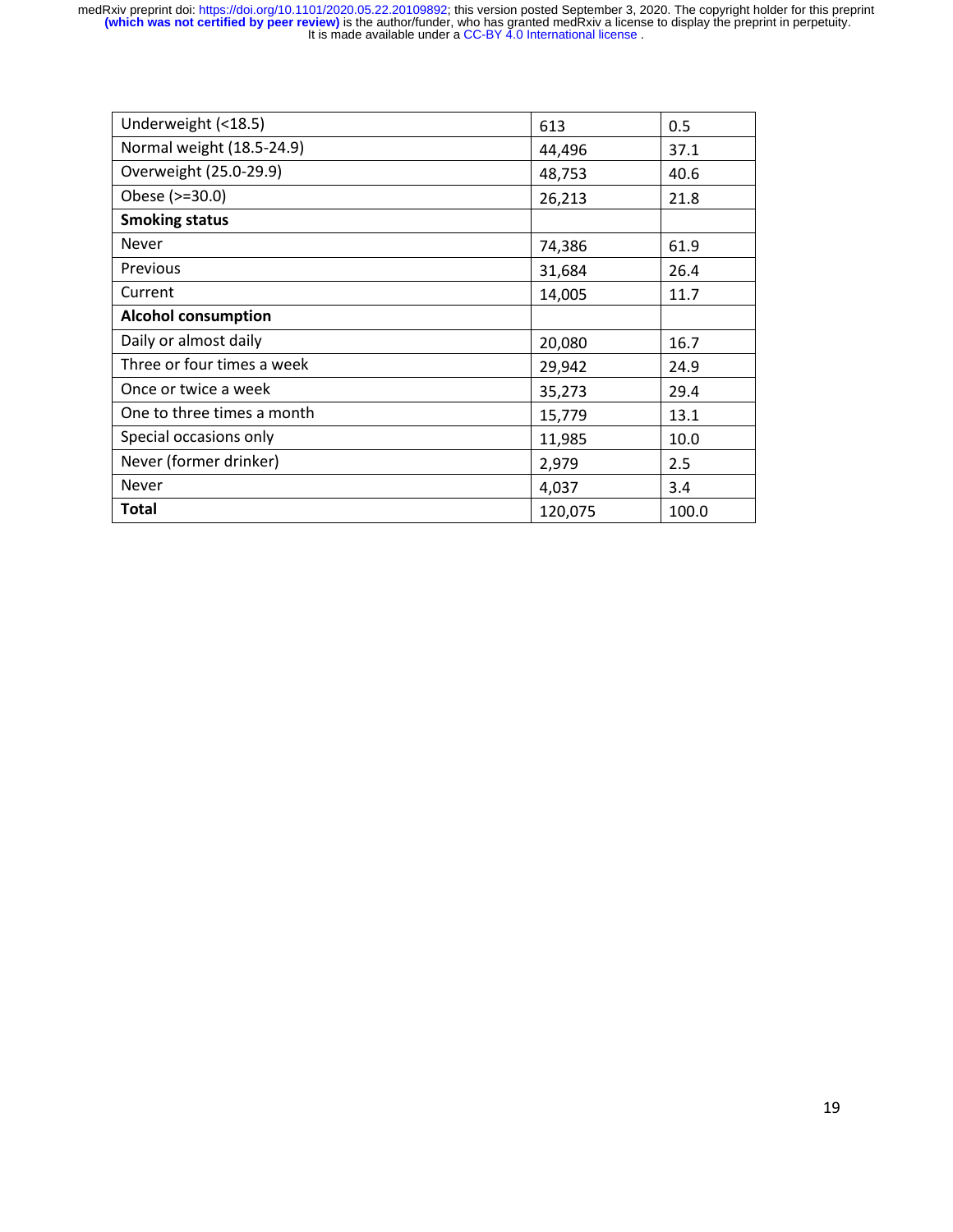| | | |
|---|---|---|
| Underweight (<18.5) | 613 | 0.5 |
| Normal weight (18.5-24.9) | 44,496 | 37.1 |
| Overweight (25.0-29.9) | 48,753 | 40.6 |
| Obese (>=30.0) | 26,213 | 21.8 |
| **Smoking status** | | |
| Never | 74,386 | 61.9 |
| Previous | 31,684 | 26.4 |
| Current | 14,005 | 11.7 |
| **Alcohol consumption** | | |
| Daily or almost daily | 20,080 | 16.7 |
| Three or four times a week | 29,942 | 24.9 |
| Once or twice a week | 35,273 | 29.4 |
| One to three times a month | 15,779 | 13.1 |
| Special occasions only | 11,985 | 10.0 |
| Never (former drinker) | 2,979 | 2.5 |
| Never | 4,037 | 3.4 |
| **Total** | 120,075 | 100.0 |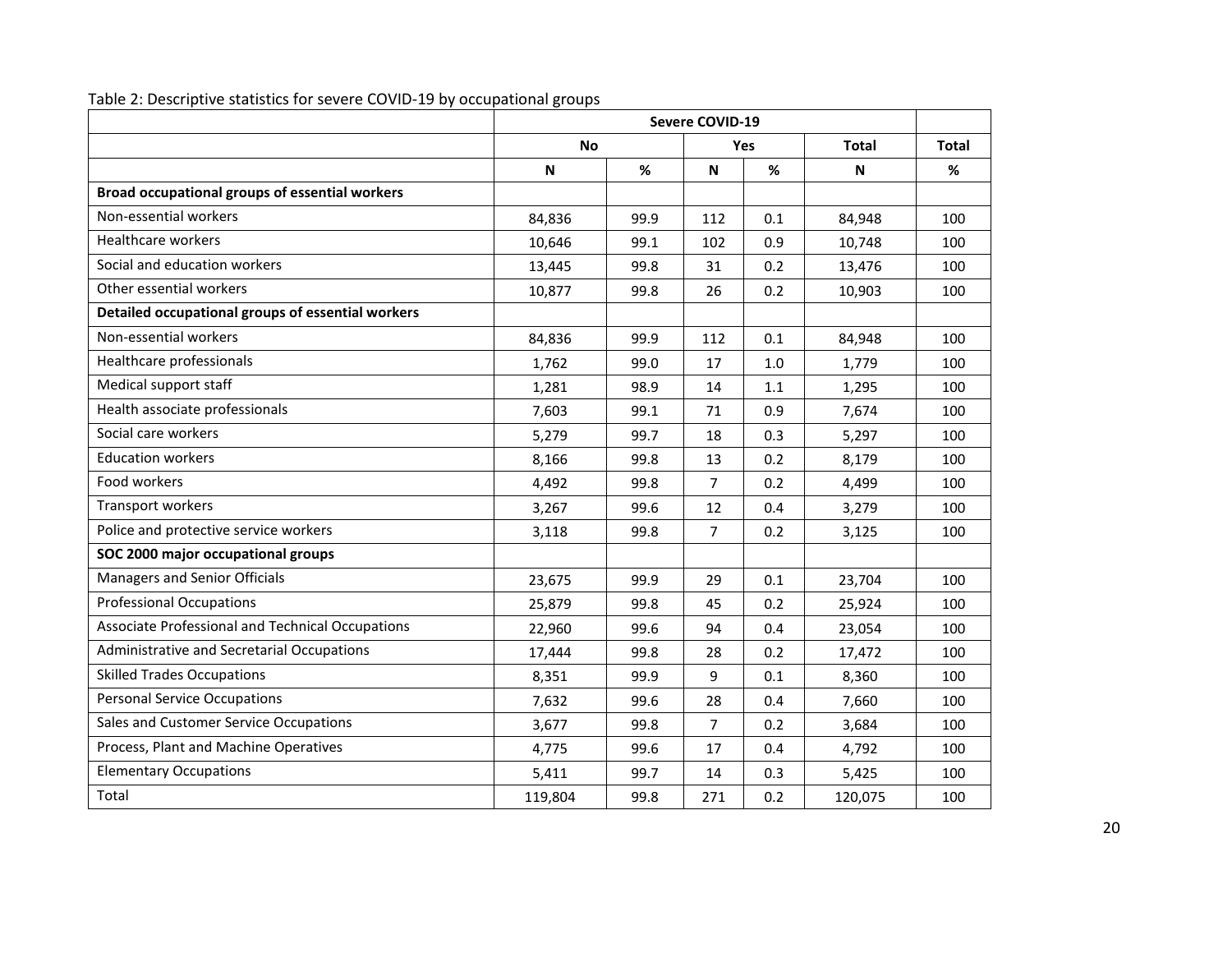Table 2: Descriptive statistics for severe COVID-19 by occupational groups

| | Severe COVID-19 | | | | | |
|---|---|---|---|---|---|---|
| | No | | Yes | | Total | Total |
| | N | % | N | % | N | % |
| **Broad occupational groups of essential workers** | | | | | | |
| Non-essential workers | 84,836 | 99.9 | 112 | 0.1 | 84,948 | 100 |
| Healthcare workers | 10,646 | 99.1 | 102 | 0.9 | 10,748 | 100 |
| Social and education workers | 13,445 | 99.8 | 31 | 0.2 | 13,476 | 100 |
| Other essential workers | 10,877 | 99.8 | 26 | 0.2 | 10,903 | 100 |
| **Detailed occupational groups of essential workers** | | | | | | |
| Non-essential workers | 84,836 | 99.9 | 112 | 0.1 | 84,948 | 100 |
| Healthcare professionals | 1,762 | 99.0 | 17 | 1.0 | 1,779 | 100 |
| Medical support staff | 1,281 | 98.9 | 14 | 1.1 | 1,295 | 100 |
| Health associate professionals | 7,603 | 99.1 | 71 | 0.9 | 7,674 | 100 |
| Social care workers | 5,279 | 99.7 | 18 | 0.3 | 5,297 | 100 |
| Education workers | 8,166 | 99.8 | 13 | 0.2 | 8,179 | 100 |
| Food workers | 4,492 | 99.8 | 7 | 0.2 | 4,499 | 100 |
| Transport workers | 3,267 | 99.6 | 12 | 0.4 | 3,279 | 100 |
| Police and protective service workers | 3,118 | 99.8 | 7 | 0.2 | 3,125 | 100 |
| **SOC 2000 major occupational groups** | | | | | | |
| Managers and Senior Officials | 23,675 | 99.9 | 29 | 0.1 | 23,704 | 100 |
| Professional Occupations | 25,879 | 99.8 | 45 | 0.2 | 25,924 | 100 |
| Associate Professional and Technical Occupations | 22,960 | 99.6 | 94 | 0.4 | 23,054 | 100 |
| Administrative and Secretarial Occupations | 17,444 | 99.8 | 28 | 0.2 | 17,472 | 100 |
| Skilled Trades Occupations | 8,351 | 99.9 | 9 | 0.1 | 8,360 | 100 |
| Personal Service Occupations | 7,632 | 99.6 | 28 | 0.4 | 7,660 | 100 |
| Sales and Customer Service Occupations | 3,677 | 99.8 | 7 | 0.2 | 3,684 | 100 |
| Process, Plant and Machine Operatives | 4,775 | 99.6 | 17 | 0.4 | 4,792 | 100 |
| Elementary Occupations | 5,411 | 99.7 | 14 | 0.3 | 5,425 | 100 |
| Total | 119,804 | 99.8 | 271 | 0.2 | 120,075 | 100 |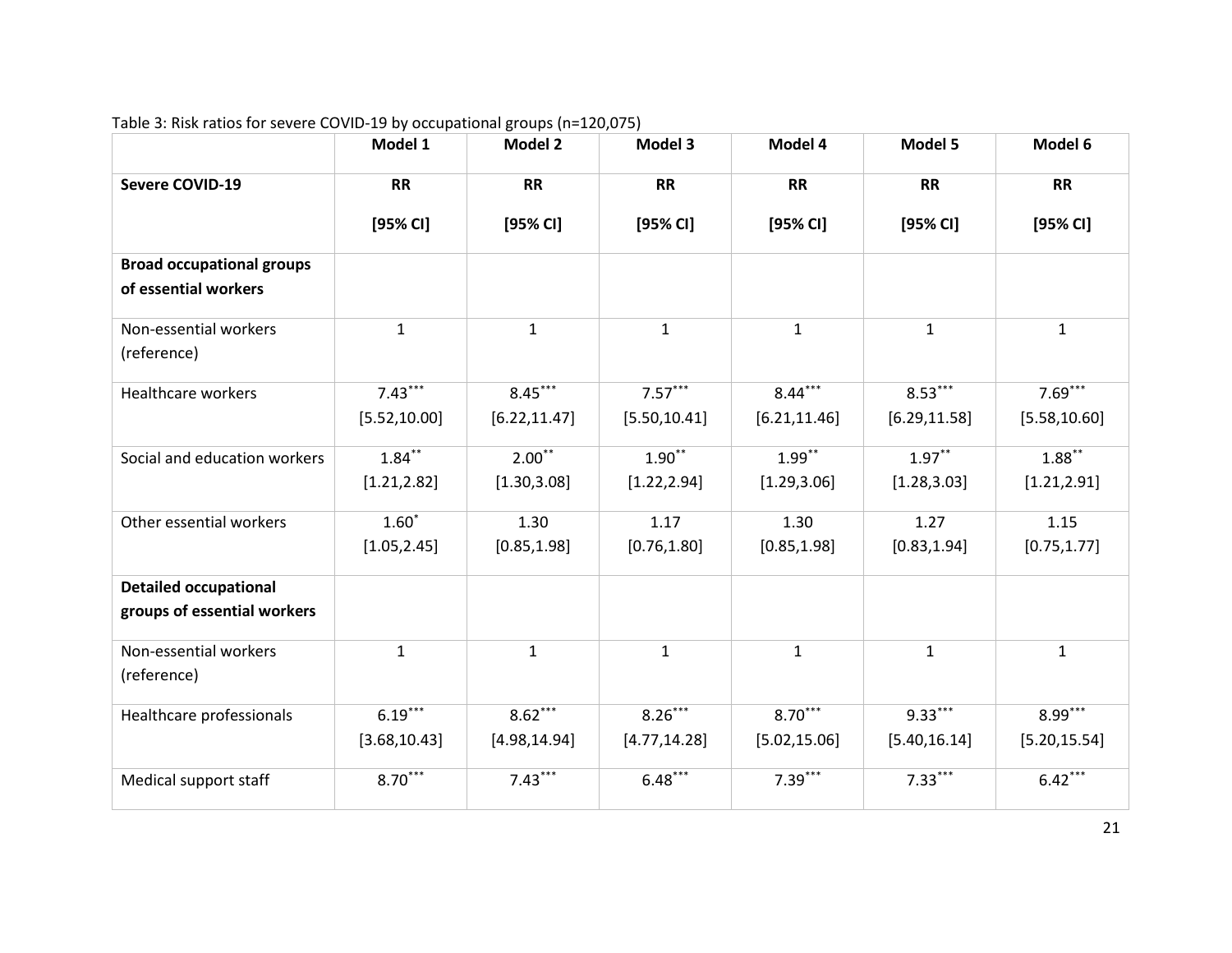Table 3: Risk ratios for severe COVID-19 by occupational groups (n=120,075)

| | Model 1 | Model 2 | Model 3 | Model 4 | Model 5 | Model 6 |
|---|---|---|---|---|---|---|
| **Severe COVID-19** | **RR** **[95% CI]** | **RR** **[95% CI]** | **RR** **[95% CI]** | **RR** **[95% CI]** | **RR** **[95% CI]** | **RR** **[95% CI]** |
| **Broad occupational groups of essential workers** | | | | | | |
| Non-essential workers (reference) | 1 | 1 | 1 | 1 | 1 | 1 |
| Healthcare workers | 7.43*** [5.52,10.00] | 8.45*** [6.22,11.47] | 7.57*** [5.50,10.41] | 8.44*** [6.21,11.46] | 8.53*** [6.29,11.58] | 7.69*** [5.58,10.60] |
| Social and education workers | 1.84** [1.21,2.82] | 2.00** [1.30,3.08] | 1.90** [1.22,2.94] | 1.99** [1.29,3.06] | 1.97** [1.28,3.03] | 1.88** [1.21,2.91] |
| Other essential workers | 1.60* [1.05,2.45] | 1.30 [0.85,1.98] | 1.17 [0.76,1.80] | 1.30 [0.85,1.98] | 1.27 [0.83,1.94] | 1.15 [0.75,1.77] |
| **Detailed occupational groups of essential workers** | | | | | | |
| Non-essential workers (reference) | 1 | 1 | 1 | 1 | 1 | 1 |
| Healthcare professionals | 6.19*** [3.68,10.43] | 8.62*** [4.98,14.94] | 8.26*** [4.77,14.28] | 8.70*** [5.02,15.06] | 9.33*** [5.40,16.14] | 8.99*** [5.20,15.54] |
| Medical support staff | 8.70*** | 7.43*** | 6.48*** | 7.39*** | 7.33*** | 6.42*** |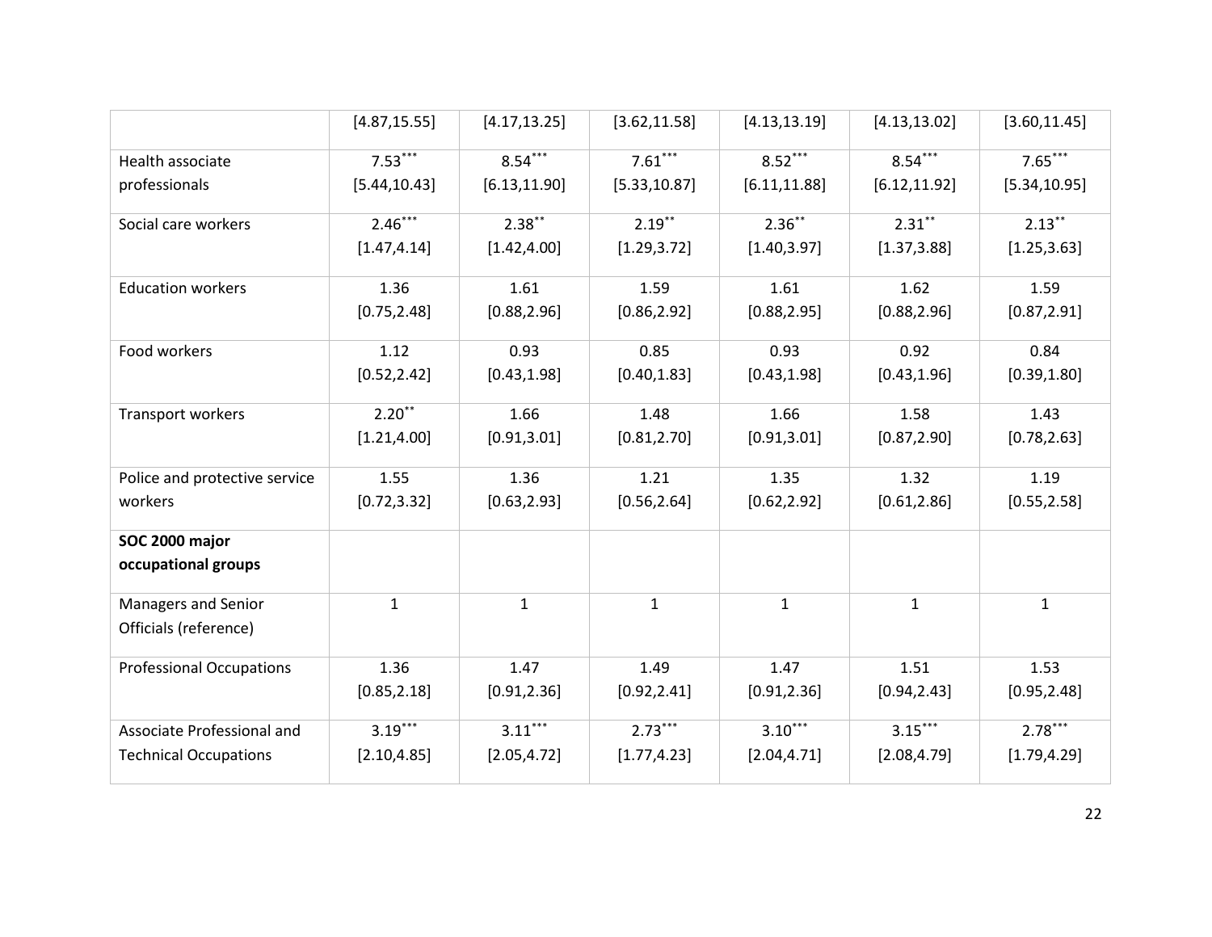| | | | | | | |
|---|---|---|---|---|---|---|
| | [4.87,15.55] | [4.17,13.25] | [3.62,11.58] | [4.13,13.19] | [4.13,13.02] | [3.60,11.45] |
| Health associate professionals | 7.53*** [5.44,10.43] | 8.54*** [6.13,11.90] | 7.61*** [5.33,10.87] | 8.52*** [6.11,11.88] | 8.54*** [6.12,11.92] | 7.65*** [5.34,10.95] |
| Social care workers | 2.46*** [1.47,4.14] | 2.38** [1.42,4.00] | 2.19** [1.29,3.72] | 2.36** [1.40,3.97] | 2.31** [1.37,3.88] | 2.13** [1.25,3.63] |
| Education workers | 1.36 [0.75,2.48] | 1.61 [0.88,2.96] | 1.59 [0.86,2.92] | 1.61 [0.88,2.95] | 1.62 [0.88,2.96] | 1.59 [0.87,2.91] |
| Food workers | 1.12 [0.52,2.42] | 0.93 [0.43,1.98] | 0.85 [0.40,1.83] | 0.93 [0.43,1.98] | 0.92 [0.43,1.96] | 0.84 [0.39,1.80] |
| Transport workers | 2.20** [1.21,4.00] | 1.66 [0.91,3.01] | 1.48 [0.81,2.70] | 1.66 [0.91,3.01] | 1.58 [0.87,2.90] | 1.43 [0.78,2.63] |
| Police and protective service workers | 1.55 [0.72,3.32] | 1.36 [0.63,2.93] | 1.21 [0.56,2.64] | 1.35 [0.62,2.92] | 1.32 [0.61,2.86] | 1.19 [0.55,2.58] |
| **SOC 2000 major occupational groups** | | | | | | |
| Managers and Senior Officials (reference) | 1 | 1 | 1 | 1 | 1 | 1 |
| Professional Occupations | 1.36 [0.85,2.18] | 1.47 [0.91,2.36] | 1.49 [0.92,2.41] | 1.47 [0.91,2.36] | 1.51 [0.94,2.43] | 1.53 [0.95,2.48] |
| Associate Professional and Technical Occupations | 3.19*** [2.10,4.85] | 3.11*** [2.05,4.72] | 2.73*** [1.77,4.23] | 3.10*** [2.04,4.71] | 3.15*** [2.08,4.79] | 2.78*** [1.79,4.29] |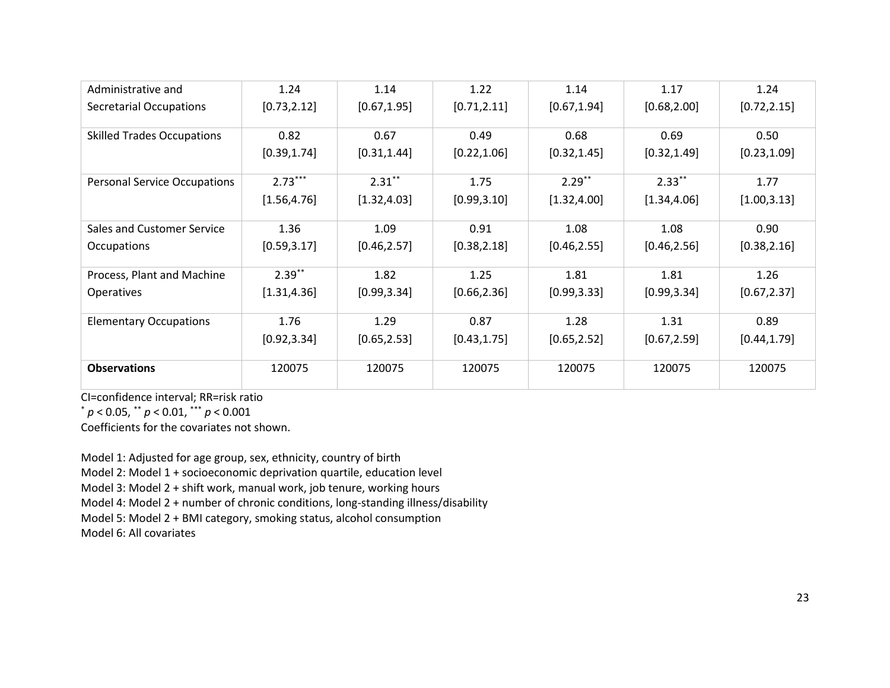| | | | | | | |
|---|---|---|---|---|---|---|
| Administrative and Secretarial Occupations | 1.24<br>[0.73,2.12] | 1.14<br>[0.67,1.95] | 1.22<br>[0.71,2.11] | 1.14<br>[0.67,1.94] | 1.17<br>[0.68,2.00] | 1.24<br>[0.72,2.15] |
| Skilled Trades Occupations | 0.82<br>[0.39,1.74] | 0.67<br>[0.31,1.44] | 0.49<br>[0.22,1.06] | 0.68<br>[0.32,1.45] | 0.69<br>[0.32,1.49] | 0.50<br>[0.23,1.09] |
| Personal Service Occupations | 2.73***<br>[1.56,4.76] | 2.31**<br>[1.32,4.03] | 1.75<br>[0.99,3.10] | 2.29**<br>[1.32,4.00] | 2.33**<br>[1.34,4.06] | 1.77<br>[1.00,3.13] |
| Sales and Customer Service Occupations | 1.36<br>[0.59,3.17] | 1.09<br>[0.46,2.57] | 0.91<br>[0.38,2.18] | 1.08<br>[0.46,2.55] | 1.08<br>[0.46,2.56] | 0.90<br>[0.38,2.16] |
| Process, Plant and Machine Operatives | 2.39**<br>[1.31,4.36] | 1.82<br>[0.99,3.34] | 1.25<br>[0.66,2.36] | 1.81<br>[0.99,3.33] | 1.81<br>[0.99,3.34] | 1.26<br>[0.67,2.37] |
| Elementary Occupations | 1.76<br>[0.92,3.34] | 1.29<br>[0.65,2.53] | 0.87<br>[0.43,1.75] | 1.28<br>[0.65,2.52] | 1.31<br>[0.67,2.59] | 0.89<br>[0.44,1.79] |
| **Observations** | 120075 | 120075 | 120075 | 120075 | 120075 | 120075 |

CI=confidence interval; RR=risk ratio

\* $p < 0.05$, ** $p < 0.01$, *** $p < 0.001$

Coefficients for the covariates not shown.

Model 1: Adjusted for age group, sex, ethnicity, country of birth
Model 2: Model 1 + socioeconomic deprivation quartile, education level
Model 3: Model 2 + shift work, manual work, job tenure, working hours
Model 4: Model 2 + number of chronic conditions, long-standing illness/disability
Model 5: Model 2 + BMI category, smoking status, alcohol consumption
Model 6: All covariates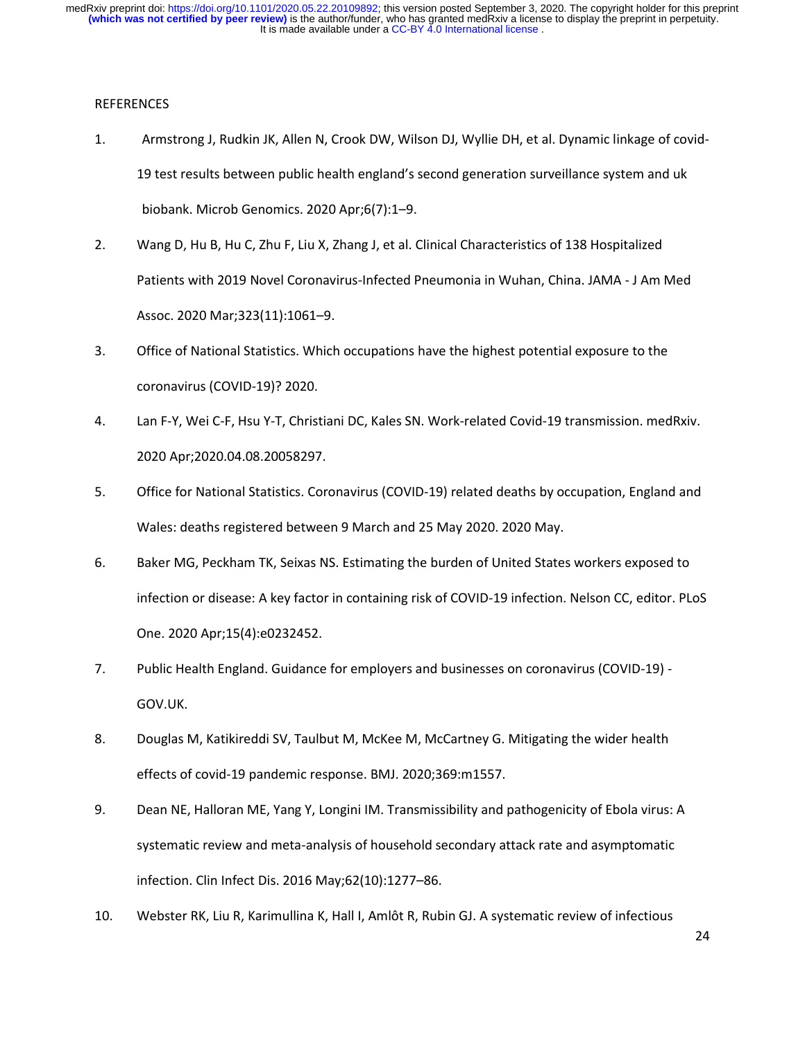REFERENCES

1. Armstrong J, Rudkin JK, Allen N, Crook DW, Wilson DJ, Wyllie DH, et al. Dynamic linkage of covid-19 test results between public health england's second generation surveillance system and uk biobank. Microb Genomics. 2020 Apr;6(7):1–9.
2. Wang D, Hu B, Hu C, Zhu F, Liu X, Zhang J, et al. Clinical Characteristics of 138 Hospitalized Patients with 2019 Novel Coronavirus-Infected Pneumonia in Wuhan, China. JAMA - J Am Med Assoc. 2020 Mar;323(11):1061–9.
3. Office of National Statistics. Which occupations have the highest potential exposure to the coronavirus (COVID-19)? 2020.
4. Lan F-Y, Wei C-F, Hsu Y-T, Christiani DC, Kales SN. Work-related Covid-19 transmission. medRxiv. 2020 Apr;2020.04.08.20058297.
5. Office for National Statistics. Coronavirus (COVID-19) related deaths by occupation, England and Wales: deaths registered between 9 March and 25 May 2020. 2020 May.
6. Baker MG, Peckham TK, Seixas NS. Estimating the burden of United States workers exposed to infection or disease: A key factor in containing risk of COVID-19 infection. Nelson CC, editor. PLoS One. 2020 Apr;15(4):e0232452.
7. Public Health England. Guidance for employers and businesses on coronavirus (COVID-19) - GOV.UK.
8. Douglas M, Katikireddi SV, Taulbut M, McKee M, McCartney G. Mitigating the wider health effects of covid-19 pandemic response. BMJ. 2020;369:m1557.
9. Dean NE, Halloran ME, Yang Y, Longini IM. Transmissibility and pathogenicity of Ebola virus: A systematic review and meta-analysis of household secondary attack rate and asymptomatic infection. Clin Infect Dis. 2016 May;62(10):1277–86.
10. Webster RK, Liu R, Karimullina K, Hall I, Amlôt R, Rubin GJ. A systematic review of infectious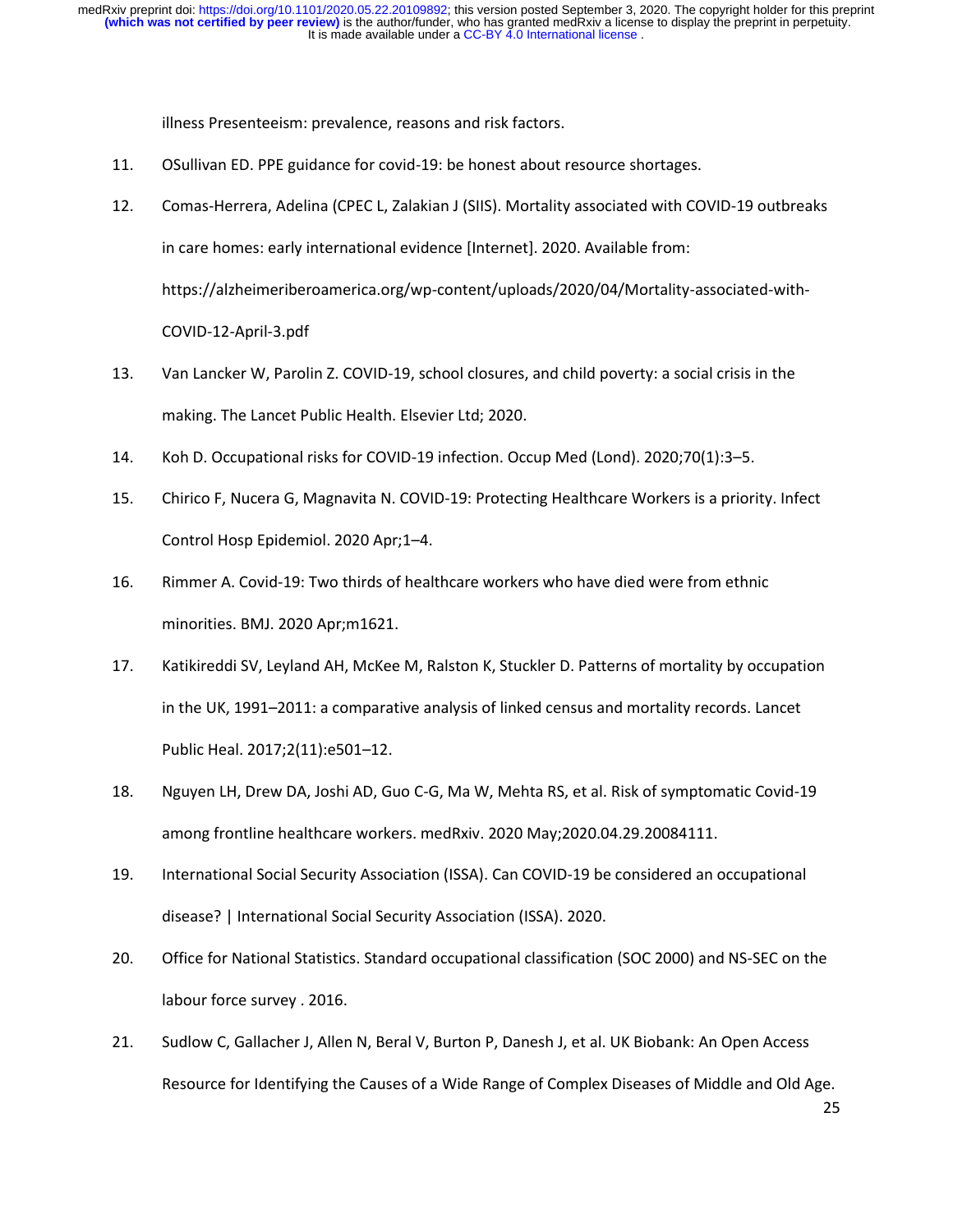illness Presenteeism: prevalence, reasons and risk factors.

11. OSullivan ED. PPE guidance for covid-19: be honest about resource shortages.
12. Comas-Herrera, Adelina (CPEC L, Zalakian J (SIIS). Mortality associated with COVID-19 outbreaks in care homes: early international evidence [Internet]. 2020. Available from: https://alzheimeriberoamerica.org/wp-content/uploads/2020/04/Mortality-associated-with-COVID-12-April-3.pdf
13. Van Lancker W, Parolin Z. COVID-19, school closures, and child poverty: a social crisis in the making. The Lancet Public Health. Elsevier Ltd; 2020.
14. Koh D. Occupational risks for COVID-19 infection. Occup Med (Lond). 2020;70(1):3–5.
15. Chirico F, Nucera G, Magnavita N. COVID-19: Protecting Healthcare Workers is a priority. Infect Control Hosp Epidemiol. 2020 Apr;1–4.
16. Rimmer A. Covid-19: Two thirds of healthcare workers who have died were from ethnic minorities. BMJ. 2020 Apr;m1621.
17. Katikireddi SV, Leyland AH, McKee M, Ralston K, Stuckler D. Patterns of mortality by occupation in the UK, 1991–2011: a comparative analysis of linked census and mortality records. Lancet Public Heal. 2017;2(11):e501–12.
18. Nguyen LH, Drew DA, Joshi AD, Guo C-G, Ma W, Mehta RS, et al. Risk of symptomatic Covid-19 among frontline healthcare workers. medRxiv. 2020 May;2020.04.29.20084111.
19. International Social Security Association (ISSA). Can COVID-19 be considered an occupational disease? | International Social Security Association (ISSA). 2020.
20. Office for National Statistics. Standard occupational classification (SOC 2000) and NS-SEC on the labour force survey . 2016.
21. Sudlow C, Gallacher J, Allen N, Beral V, Burton P, Danesh J, et al. UK Biobank: An Open Access Resource for Identifying the Causes of a Wide Range of Complex Diseases of Middle and Old Age.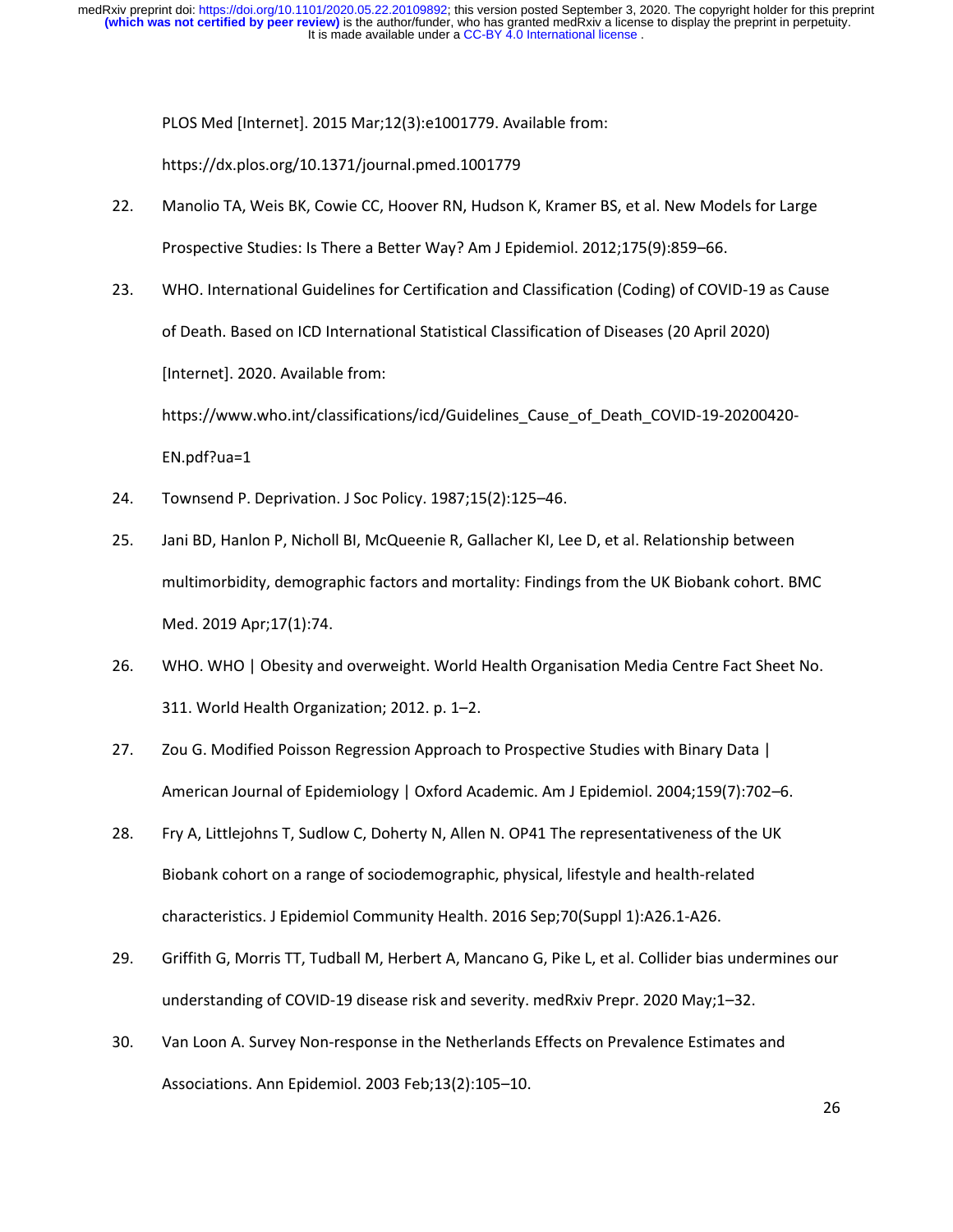PLOS Med [Internet]. 2015 Mar;12(3):e1001779. Available from: https://dx.plos.org/10.1371/journal.pmed.1001779

22. Manolio TA, Weis BK, Cowie CC, Hoover RN, Hudson K, Kramer BS, et al. New Models for Large Prospective Studies: Is There a Better Way? Am J Epidemiol. 2012;175(9):859–66.
23. WHO. International Guidelines for Certification and Classification (Coding) of COVID-19 as Cause of Death. Based on ICD International Statistical Classification of Diseases (20 April 2020) [Internet]. 2020. Available from: https://www.who.int/classifications/icd/Guidelines_Cause_of_Death_COVID-19-20200420-EN.pdf?ua=1
24. Townsend P. Deprivation. J Soc Policy. 1987;15(2):125–46.
25. Jani BD, Hanlon P, Nicholl BI, McQueenie R, Gallacher KI, Lee D, et al. Relationship between multimorbidity, demographic factors and mortality: Findings from the UK Biobank cohort. BMC Med. 2019 Apr;17(1):74.
26. WHO. WHO | Obesity and overweight. World Health Organisation Media Centre Fact Sheet No. 311. World Health Organization; 2012. p. 1–2.
27. Zou G. Modified Poisson Regression Approach to Prospective Studies with Binary Data | American Journal of Epidemiology | Oxford Academic. Am J Epidemiol. 2004;159(7):702–6.
28. Fry A, Littlejohns T, Sudlow C, Doherty N, Allen N. OP41 The representativeness of the UK Biobank cohort on a range of sociodemographic, physical, lifestyle and health-related characteristics. J Epidemiol Community Health. 2016 Sep;70(Suppl 1):A26.1-A26.
29. Griffith G, Morris TT, Tudball M, Herbert A, Mancano G, Pike L, et al. Collider bias undermines our understanding of COVID-19 disease risk and severity. medRxiv Prepr. 2020 May;1–32.
30. Van Loon A. Survey Non-response in the Netherlands Effects on Prevalence Estimates and Associations. Ann Epidemiol. 2003 Feb;13(2):105–10.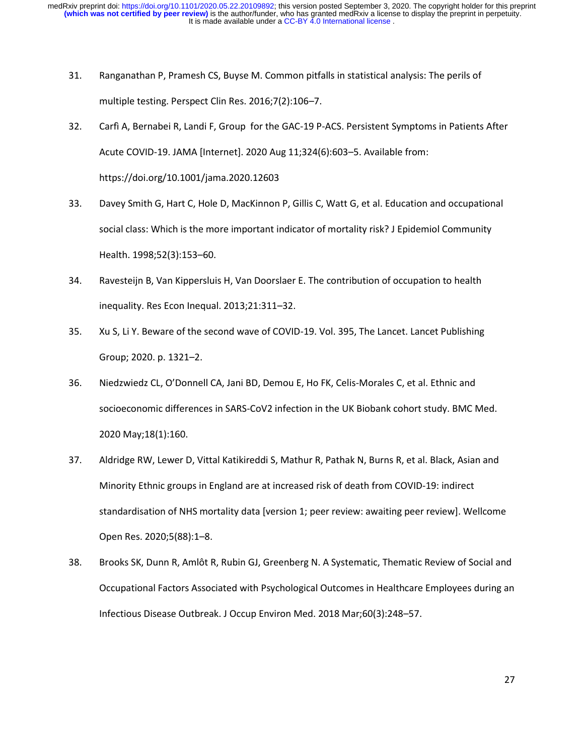31. Ranganathan P, Pramesh CS, Buyse M. Common pitfalls in statistical analysis: The perils of multiple testing. Perspect Clin Res. 2016;7(2):106–7.

32. Carfì A, Bernabei R, Landi F, Group for the GAC-19 P-ACS. Persistent Symptoms in Patients After Acute COVID-19. JAMA [Internet]. 2020 Aug 11;324(6):603–5. Available from: https://doi.org/10.1001/jama.2020.12603

33. Davey Smith G, Hart C, Hole D, MacKinnon P, Gillis C, Watt G, et al. Education and occupational social class: Which is the more important indicator of mortality risk? J Epidemiol Community Health. 1998;52(3):153–60.

34. Ravesteijn B, Van Kippersluis H, Van Doorslaer E. The contribution of occupation to health inequality. Res Econ Inequal. 2013;21:311–32.

35. Xu S, Li Y. Beware of the second wave of COVID-19. Vol. 395, The Lancet. Lancet Publishing Group; 2020. p. 1321–2.

36. Niedzwiedz CL, O'Donnell CA, Jani BD, Demou E, Ho FK, Celis-Morales C, et al. Ethnic and socioeconomic differences in SARS-CoV2 infection in the UK Biobank cohort study. BMC Med. 2020 May;18(1):160.

37. Aldridge RW, Lewer D, Vittal Katikireddi S, Mathur R, Pathak N, Burns R, et al. Black, Asian and Minority Ethnic groups in England are at increased risk of death from COVID-19: indirect standardisation of NHS mortality data [version 1; peer review: awaiting peer review]. Wellcome Open Res. 2020;5(88):1–8.

38. Brooks SK, Dunn R, Amlôt R, Rubin GJ, Greenberg N. A Systematic, Thematic Review of Social and Occupational Factors Associated with Psychological Outcomes in Healthcare Employees during an Infectious Disease Outbreak. J Occup Environ Med. 2018 Mar;60(3):248–57.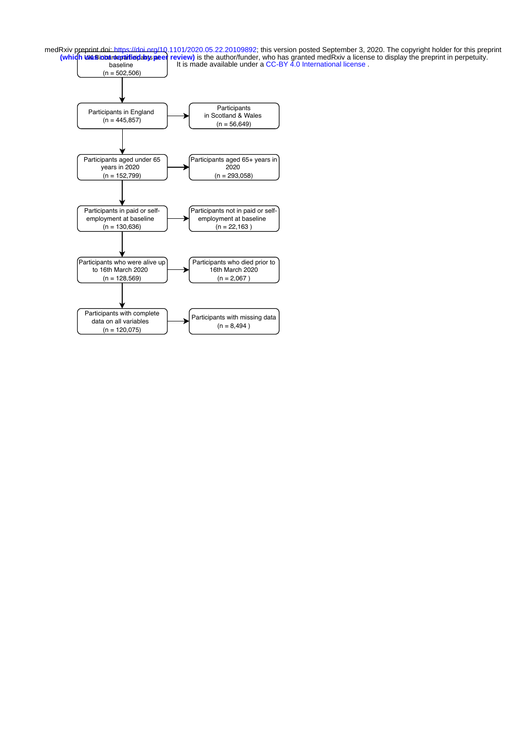UK Biobank participants at baseline
(n = 502,506)

↓

Participants in England
(n = 445,857)
→ Participants in Scotland & Wales
(n = 56,649)

↓

Participants aged under 65 years in 2020
(n = 152,799)
→ Participants aged 65+ years in 2020
(n = 293,058)

↓

Participants in paid or self-employment at baseline
(n = 130,636)
→ Participants not in paid or self-employment at baseline
(n = 22,163 )

↓

Participants who were alive up to 16th March 2020
(n = 128,569)
→ Participants who died prior to 16th March 2020
(n = 2,067 )

↓

Participants with complete data on all variables
(n = 120,075)
→ Participants with missing data
(n = 8,494 )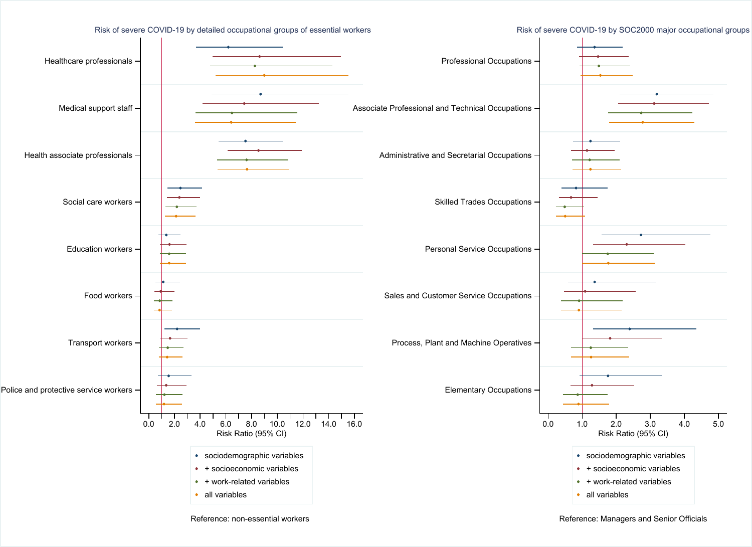Risk of severe COVID-19 by detailed occupational groups of essential workers

Healthcare professionals

Medical support staff

Health associate professionals

Social care workers

Education workers

Food workers

Transport workers

Police and protective service workers

0.0 2.0 4.0 6.0 8.0 10.0 12.0 14.0 16.0

Risk Ratio (95% CI)

- sociodemographic variables
- + socioeconomic variables
- + work-related variables
- all variables

Reference: non-essential workers

Risk of severe COVID-19 by SOC2000 major occupational groups

Professional Occupations

Associate Professional and Technical Occupations

Administrative and Secretarial Occupations

Skilled Trades Occupations

Personal Service Occupations

Sales and Customer Service Occupations

Process, Plant and Machine Operatives

Elementary Occupations

0.0 1.0 2.0 3.0 4.0 5.0

Risk Ratio (95% CI)

- sociodemographic variables
- + socioeconomic variables
- + work-related variables
- all variables

Reference: Managers and Senior Officials